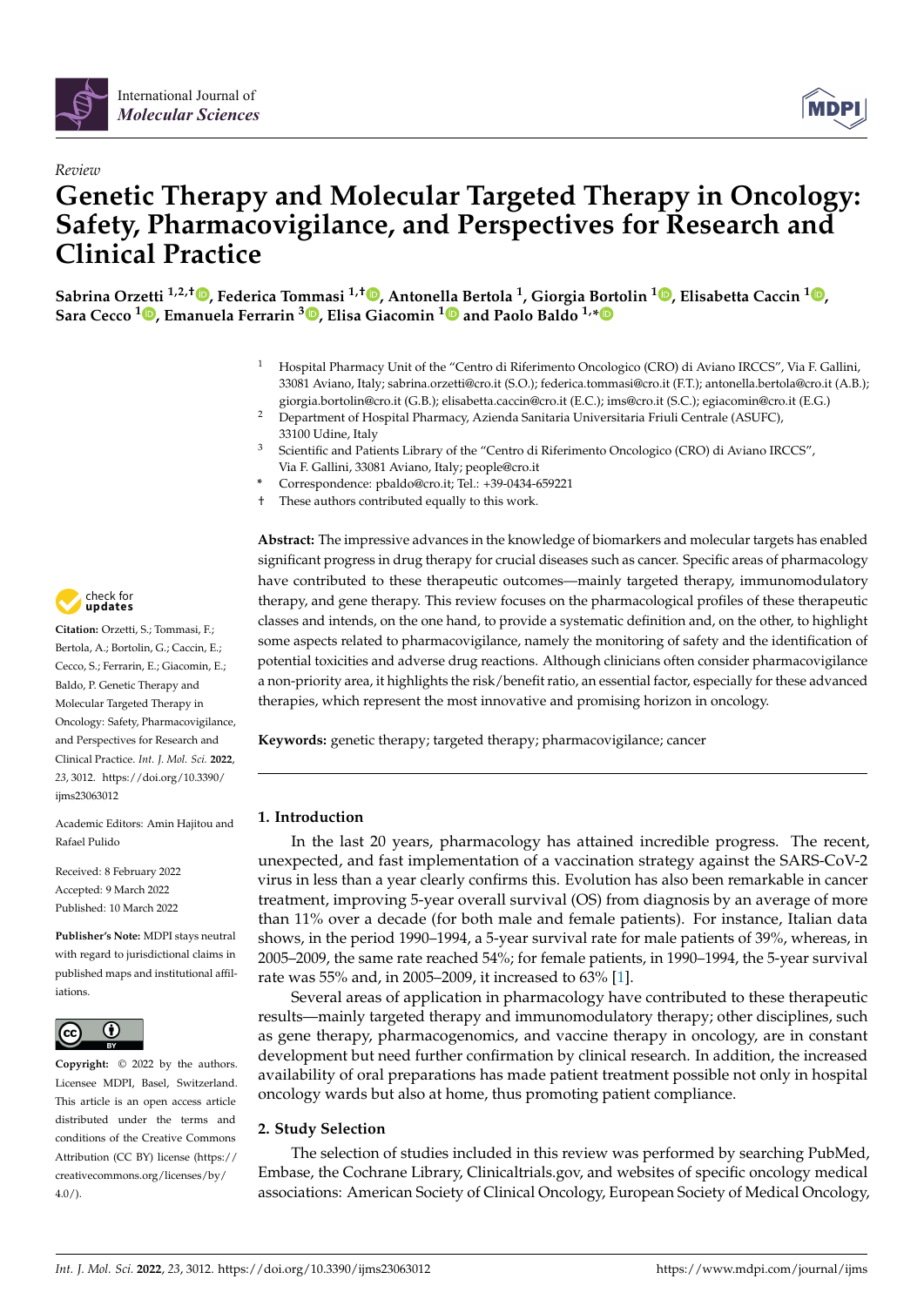*Review*

# Genetic Therapy and Molecular Targeted Therapy in Oncology: Safety, Pharmacovigilance, and Perspectives for Research and Clinical Practice

**Sabrina Orzetti [1,2,†], Federica Tommasi [1,†], Antonella Bertola [1], Giorgia Bortolin [1], Elisabetta Caccin [1], Sara Cecco [1], Emanuela Ferrarin [3], Elisa Giacomin [1] and Paolo Baldo [1,*]**

[1] Hospital Pharmacy Unit of the "Centro di Riferimento Oncologico (CRO) di Aviano IRCCS", Via F. Gallini, 33081 Aviano, Italy; sabrina.orzetti@cro.it (S.O.); federica.tommasi@cro.it (F.T.); antonella.bertola@cro.it (A.B.); giorgia.bortolin@cro.it (G.B.); elisabetta.caccin@cro.it (E.C.); ims@cro.it (S.C.); egiacomin@cro.it (E.G.)

[2] Department of Hospital Pharmacy, Azienda Sanitaria Universitaria Friuli Centrale (ASUFC), 33100 Udine, Italy

[3] Scientific and Patients Library of the "Centro di Riferimento Oncologico (CRO) di Aviano IRCCS", Via F. Gallini, 33081 Aviano, Italy; people@cro.it

\* Correspondence: pbaldo@cro.it; Tel.: +39-0434-659221

† These authors contributed equally to this work.

**Abstract:** The impressive advances in the knowledge of biomarkers and molecular targets has enabled significant progress in drug therapy for crucial diseases such as cancer. Specific areas of pharmacology have contributed to these therapeutic outcomes—mainly targeted therapy, immunomodulatory therapy, and gene therapy. This review focuses on the pharmacological profiles of these therapeutic classes and intends, on the one hand, to provide a systematic definition and, on the other, to highlight some aspects related to pharmacovigilance, namely the monitoring of safety and the identification of potential toxicities and adverse drug reactions. Although clinicians often consider pharmacovigilance a non-priority area, it highlights the risk/benefit ratio, an essential factor, especially for these advanced therapies, which represent the most innovative and promising horizon in oncology.

**Keywords:** genetic therapy; targeted therapy; pharmacovigilance; cancer

**Citation:** Orzetti, S.; Tommasi, F.; Bertola, A.; Bortolin, G.; Caccin, E.; Cecco, S.; Ferrarin, E.; Giacomin, E.; Baldo, P. Genetic Therapy and Molecular Targeted Therapy in Oncology: Safety, Pharmacovigilance, and Perspectives for Research and Clinical Practice. *Int. J. Mol. Sci.* **2022**, *23*, 3012. https://doi.org/10.3390/ijms23063012

Academic Editors: Amin Hajitou and Rafael Pulido

Received: 8 February 2022
Accepted: 9 March 2022
Published: 10 March 2022

**Publisher's Note:** MDPI stays neutral with regard to jurisdictional claims in published maps and institutional affiliations.

**Copyright:** © 2022 by the authors. Licensee MDPI, Basel, Switzerland. This article is an open access article distributed under the terms and conditions of the Creative Commons Attribution (CC BY) license (https://creativecommons.org/licenses/by/4.0/).

## 1. Introduction

In the last 20 years, pharmacology has attained incredible progress. The recent, unexpected, and fast implementation of a vaccination strategy against the SARS-CoV-2 virus in less than a year clearly confirms this. Evolution has also been remarkable in cancer treatment, improving 5-year overall survival (OS) from diagnosis by an average of more than 11% over a decade (for both male and female patients). For instance, Italian data shows, in the period 1990–1994, a 5-year survival rate for male patients of 39%, whereas, in 2005–2009, the same rate reached 54%; for female patients, in 1990–1994, the 5-year survival rate was 55% and, in 2005–2009, it increased to 63% [1].

Several areas of application in pharmacology have contributed to these therapeutic results—mainly targeted therapy and immunomodulatory therapy; other disciplines, such as gene therapy, pharmacogenomics, and vaccine therapy in oncology, are in constant development but need further confirmation by clinical research. In addition, the increased availability of oral preparations has made patient treatment possible not only in hospital oncology wards but also at home, thus promoting patient compliance.

## 2. Study Selection

The selection of studies included in this review was performed by searching PubMed, Embase, the Cochrane Library, Clinicaltrials.gov, and websites of specific oncology medical associations: American Society of Clinical Oncology, European Society of Medical Oncology,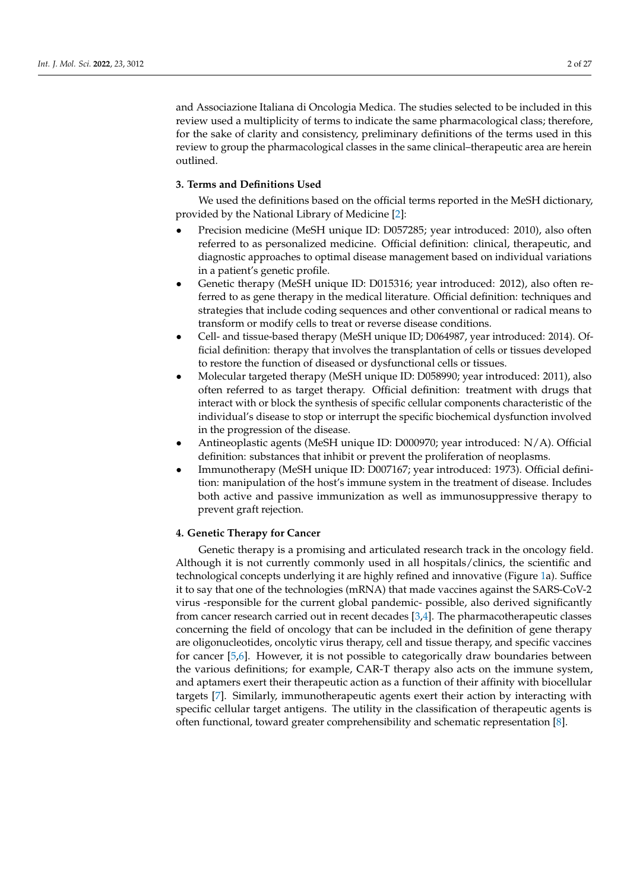and Associazione Italiana di Oncologia Medica. The studies selected to be included in this review used a multiplicity of terms to indicate the same pharmacological class; therefore, for the sake of clarity and consistency, preliminary definitions of the terms used in this review to group the pharmacological classes in the same clinical–therapeutic area are herein outlined.

## 3. Terms and Definitions Used

We used the definitions based on the official terms reported in the MeSH dictionary, provided by the National Library of Medicine [2]:

- Precision medicine (MeSH unique ID: D057285; year introduced: 2010), also often referred to as personalized medicine. Official definition: clinical, therapeutic, and diagnostic approaches to optimal disease management based on individual variations in a patient's genetic profile.
- Genetic therapy (MeSH unique ID: D015316; year introduced: 2012), also often referred to as gene therapy in the medical literature. Official definition: techniques and strategies that include coding sequences and other conventional or radical means to transform or modify cells to treat or reverse disease conditions.
- Cell- and tissue-based therapy (MeSH unique ID; D064987, year introduced: 2014). Official definition: therapy that involves the transplantation of cells or tissues developed to restore the function of diseased or dysfunctional cells or tissues.
- Molecular targeted therapy (MeSH unique ID: D058990; year introduced: 2011), also often referred to as target therapy. Official definition: treatment with drugs that interact with or block the synthesis of specific cellular components characteristic of the individual's disease to stop or interrupt the specific biochemical dysfunction involved in the progression of the disease.
- Antineoplastic agents (MeSH unique ID: D000970; year introduced: N/A). Official definition: substances that inhibit or prevent the proliferation of neoplasms.
- Immunotherapy (MeSH unique ID: D007167; year introduced: 1973). Official definition: manipulation of the host's immune system in the treatment of disease. Includes both active and passive immunization as well as immunosuppressive therapy to prevent graft rejection.

## 4. Genetic Therapy for Cancer

Genetic therapy is a promising and articulated research track in the oncology field. Although it is not currently commonly used in all hospitals/clinics, the scientific and technological concepts underlying it are highly refined and innovative (Figure 1a). Suffice it to say that one of the technologies (mRNA) that made vaccines against the SARS-CoV-2 virus -responsible for the current global pandemic- possible, also derived significantly from cancer research carried out in recent decades [3,4]. The pharmacotherapeutic classes concerning the field of oncology that can be included in the definition of gene therapy are oligonucleotides, oncolytic virus therapy, cell and tissue therapy, and specific vaccines for cancer [5,6]. However, it is not possible to categorically draw boundaries between the various definitions; for example, CAR-T therapy also acts on the immune system, and aptamers exert their therapeutic action as a function of their affinity with biocellular targets [7]. Similarly, immunotherapeutic agents exert their action by interacting with specific cellular target antigens. The utility in the classification of therapeutic agents is often functional, toward greater comprehensibility and schematic representation [8].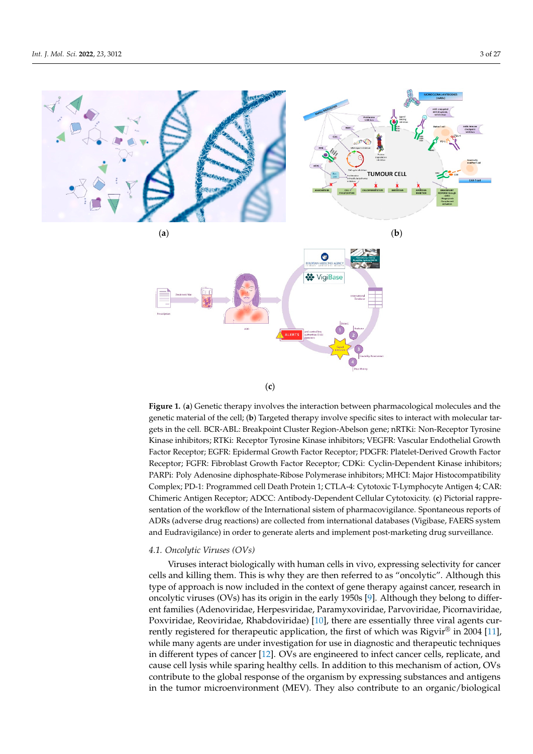(**a**)

(**b**)

(**c**)

**Figure 1.** (**a**) Genetic therapy involves the interaction between pharmacological molecules and the genetic material of the cell; (**b**) Targeted therapy involve specific sites to interact with molecular targets in the cell. BCR-ABL: Breakpoint Cluster Region-Abelson gene; nRTKi: Non-Receptor Tyrosine Kinase inhibitors; RTKi: Receptor Tyrosine Kinase inhibitors; VEGFR: Vascular Endothelial Growth Factor Receptor; EGFR: Epidermal Growth Factor Receptor; PDGFR: Platelet-Derived Growth Factor Receptor; FGFR: Fibroblast Growth Factor Receptor; CDKi: Cyclin-Dependent Kinase inhibitors; PARPi: Poly Adenosine diphosphate-Ribose Polymerase inhibitors; MHCI: Major Histocompatibility Complex; PD-1: Programmed cell Death Protein 1; CTLA-4: Cytotoxic T-Lymphocyte Antigen 4; CAR: Chimeric Antigen Receptor; ADCC: Antibody-Dependent Cellular Cytotoxicity. (**c**) Pictorial rappresentation of the workflow of the International sistem of pharmacovigilance. Spontaneous reports of ADRs (adverse drug reactions) are collected from international databases (Vigibase, FAERS system and Eudravigilance) in order to generate alerts and implement post-marketing drug surveillance.

### 4.1. Oncolytic Viruses (OVs)

Viruses interact biologically with human cells in vivo, expressing selectivity for cancer cells and killing them. This is why they are then referred to as "oncolytic". Although this type of approach is now included in the context of gene therapy against cancer, research in oncolytic viruses (OVs) has its origin in the early 1950s [9]. Although they belong to different families (Adenoviridae, Herpesviridae, Paramyxoviridae, Parvoviridae, Picornaviridae, Poxviridae, Reoviridae, Rhabdoviridae) [10], there are essentially three viral agents currently registered for therapeutic application, the first of which was Rigvir® in 2004 [11], while many agents are under investigation for use in diagnostic and therapeutic techniques in different types of cancer [12]. OVs are engineered to infect cancer cells, replicate, and cause cell lysis while sparing healthy cells. In addition to this mechanism of action, OVs contribute to the global response of the organism by expressing substances and antigens in the tumor microenvironment (MEV). They also contribute to an organic/biological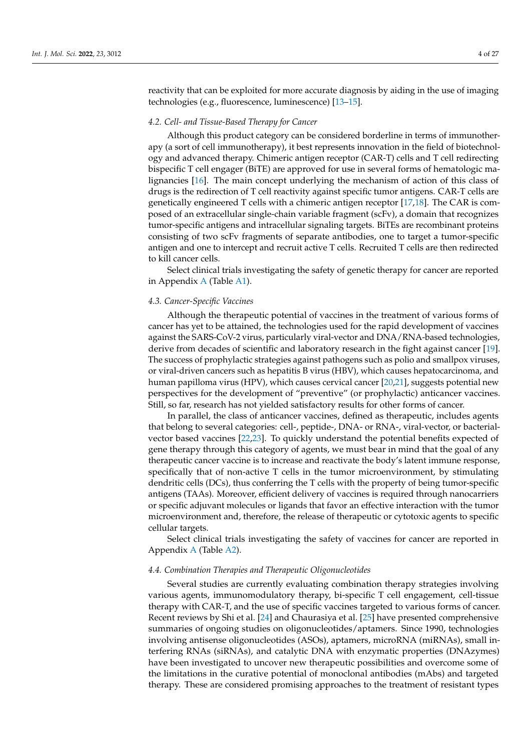reactivity that can be exploited for more accurate diagnosis by aiding in the use of imaging technologies (e.g., fluorescence, luminescence) [13–15].

### 4.2. Cell- and Tissue-Based Therapy for Cancer

Although this product category can be considered borderline in terms of immunotherapy (a sort of cell immunotherapy), it best represents innovation in the field of biotechnology and advanced therapy. Chimeric antigen receptor (CAR-T) cells and T cell redirecting bispecific T cell engager (BiTE) are approved for use in several forms of hematologic malignancies [16]. The main concept underlying the mechanism of action of this class of drugs is the redirection of T cell reactivity against specific tumor antigens. CAR-T cells are genetically engineered T cells with a chimeric antigen receptor [17,18]. The CAR is composed of an extracellular single-chain variable fragment (scFv), a domain that recognizes tumor-specific antigens and intracellular signaling targets. BiTEs are recombinant proteins consisting of two scFv fragments of separate antibodies, one to target a tumor-specific antigen and one to intercept and recruit active T cells. Recruited T cells are then redirected to kill cancer cells.

Select clinical trials investigating the safety of genetic therapy for cancer are reported in Appendix A (Table A1).

### 4.3. Cancer-Specific Vaccines

Although the therapeutic potential of vaccines in the treatment of various forms of cancer has yet to be attained, the technologies used for the rapid development of vaccines against the SARS-CoV-2 virus, particularly viral-vector and DNA/RNA-based technologies, derive from decades of scientific and laboratory research in the fight against cancer [19]. The success of prophylactic strategies against pathogens such as polio and smallpox viruses, or viral-driven cancers such as hepatitis B virus (HBV), which causes hepatocarcinoma, and human papilloma virus (HPV), which causes cervical cancer [20,21], suggests potential new perspectives for the development of "preventive" (or prophylactic) anticancer vaccines. Still, so far, research has not yielded satisfactory results for other forms of cancer.

In parallel, the class of anticancer vaccines, defined as therapeutic, includes agents that belong to several categories: cell-, peptide-, DNA- or RNA-, viral-vector, or bacterial-vector based vaccines [22,23]. To quickly understand the potential benefits expected of gene therapy through this category of agents, we must bear in mind that the goal of any therapeutic cancer vaccine is to increase and reactivate the body's latent immune response, specifically that of non-active T cells in the tumor microenvironment, by stimulating dendritic cells (DCs), thus conferring the T cells with the property of being tumor-specific antigens (TAAs). Moreover, efficient delivery of vaccines is required through nanocarriers or specific adjuvant molecules or ligands that favor an effective interaction with the tumor microenvironment and, therefore, the release of therapeutic or cytotoxic agents to specific cellular targets.

Select clinical trials investigating the safety of vaccines for cancer are reported in Appendix A (Table A2).

### 4.4. Combination Therapies and Therapeutic Oligonucleotides

Several studies are currently evaluating combination therapy strategies involving various agents, immunomodulatory therapy, bi-specific T cell engagement, cell-tissue therapy with CAR-T, and the use of specific vaccines targeted to various forms of cancer. Recent reviews by Shi et al. [24] and Chaurasiya et al. [25] have presented comprehensive summaries of ongoing studies on oligonucleotides/aptamers. Since 1990, technologies involving antisense oligonucleotides (ASOs), aptamers, microRNA (miRNAs), small interfering RNAs (siRNAs), and catalytic DNA with enzymatic properties (DNAzymes) have been investigated to uncover new therapeutic possibilities and overcome some of the limitations in the curative potential of monoclonal antibodies (mAbs) and targeted therapy. These are considered promising approaches to the treatment of resistant types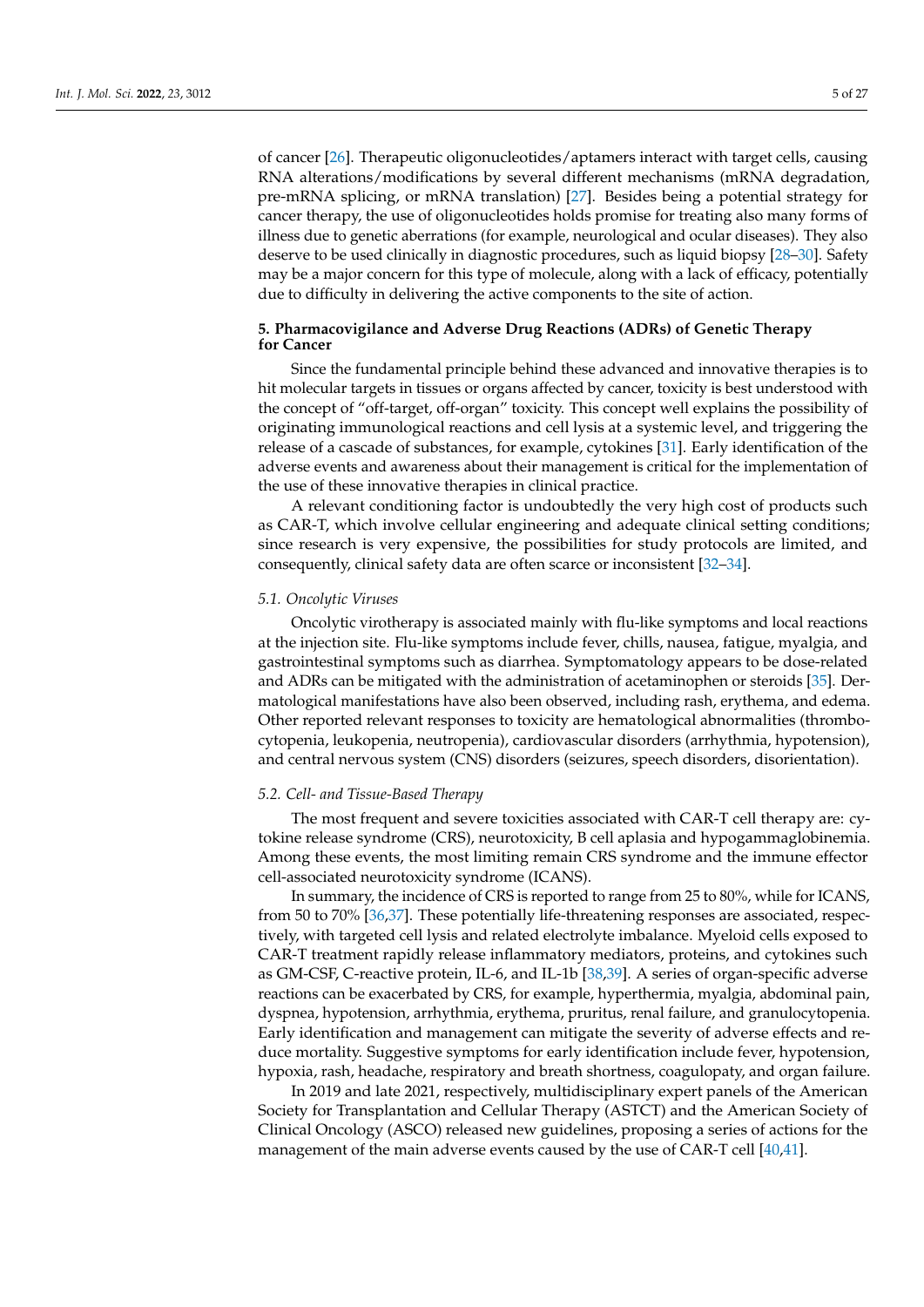of cancer [26]. Therapeutic oligonucleotides/aptamers interact with target cells, causing RNA alterations/modifications by several different mechanisms (mRNA degradation, pre-mRNA splicing, or mRNA translation) [27]. Besides being a potential strategy for cancer therapy, the use of oligonucleotides holds promise for treating also many forms of illness due to genetic aberrations (for example, neurological and ocular diseases). They also deserve to be used clinically in diagnostic procedures, such as liquid biopsy [28–30]. Safety may be a major concern for this type of molecule, along with a lack of efficacy, potentially due to difficulty in delivering the active components to the site of action.

## 5. Pharmacovigilance and Adverse Drug Reactions (ADRs) of Genetic Therapy for Cancer

Since the fundamental principle behind these advanced and innovative therapies is to hit molecular targets in tissues or organs affected by cancer, toxicity is best understood with the concept of "off-target, off-organ" toxicity. This concept well explains the possibility of originating immunological reactions and cell lysis at a systemic level, and triggering the release of a cascade of substances, for example, cytokines [31]. Early identification of the adverse events and awareness about their management is critical for the implementation of the use of these innovative therapies in clinical practice.

A relevant conditioning factor is undoubtedly the very high cost of products such as CAR-T, which involve cellular engineering and adequate clinical setting conditions; since research is very expensive, the possibilities for study protocols are limited, and consequently, clinical safety data are often scarce or inconsistent [32–34].

### *5.1. Oncolytic Viruses*

Oncolytic virotherapy is associated mainly with flu-like symptoms and local reactions at the injection site. Flu-like symptoms include fever, chills, nausea, fatigue, myalgia, and gastrointestinal symptoms such as diarrhea. Symptomatology appears to be dose-related and ADRs can be mitigated with the administration of acetaminophen or steroids [35]. Dermatological manifestations have also been observed, including rash, erythema, and edema. Other reported relevant responses to toxicity are hematological abnormalities (thrombocytopenia, leukopenia, neutropenia), cardiovascular disorders (arrhythmia, hypotension), and central nervous system (CNS) disorders (seizures, speech disorders, disorientation).

### *5.2. Cell- and Tissue-Based Therapy*

The most frequent and severe toxicities associated with CAR-T cell therapy are: cytokine release syndrome (CRS), neurotoxicity, B cell aplasia and hypogammaglobinemia. Among these events, the most limiting remain CRS syndrome and the immune effector cell-associated neurotoxicity syndrome (ICANS).

In summary, the incidence of CRS is reported to range from 25 to 80%, while for ICANS, from 50 to 70% [36,37]. These potentially life-threatening responses are associated, respectively, with targeted cell lysis and related electrolyte imbalance. Myeloid cells exposed to CAR-T treatment rapidly release inflammatory mediators, proteins, and cytokines such as GM-CSF, C-reactive protein, IL-6, and IL-1b [38,39]. A series of organ-specific adverse reactions can be exacerbated by CRS, for example, hyperthermia, myalgia, abdominal pain, dyspnea, hypotension, arrhythmia, erythema, pruritus, renal failure, and granulocytopenia. Early identification and management can mitigate the severity of adverse effects and reduce mortality. Suggestive symptoms for early identification include fever, hypotension, hypoxia, rash, headache, respiratory and breath shortness, coagulopaty, and organ failure.

In 2019 and late 2021, respectively, multidisciplinary expert panels of the American Society for Transplantation and Cellular Therapy (ASTCT) and the American Society of Clinical Oncology (ASCO) released new guidelines, proposing a series of actions for the management of the main adverse events caused by the use of CAR-T cell [40,41].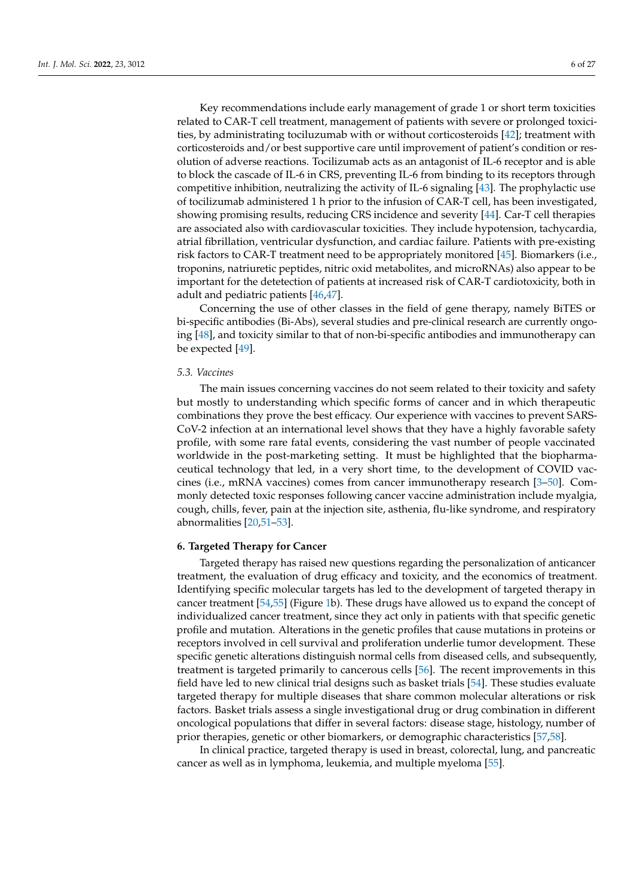Key recommendations include early management of grade 1 or short term toxicities related to CAR-T cell treatment, management of patients with severe or prolonged toxicities, by administrating tociluzumab with or without corticosteroids [42]; treatment with corticosteroids and/or best supportive care until improvement of patient's condition or resolution of adverse reactions. Tocilizumab acts as an antagonist of IL-6 receptor and is able to block the cascade of IL-6 in CRS, preventing IL-6 from binding to its receptors through competitive inhibition, neutralizing the activity of IL-6 signaling [43]. The prophylactic use of tocilizumab administered 1 h prior to the infusion of CAR-T cell, has been investigated, showing promising results, reducing CRS incidence and severity [44]. Car-T cell therapies are associated also with cardiovascular toxicities. They include hypotension, tachycardia, atrial fibrillation, ventricular dysfunction, and cardiac failure. Patients with pre-existing risk factors to CAR-T treatment need to be appropriately monitored [45]. Biomarkers (i.e., troponins, natriuretic peptides, nitric oxid metabolites, and microRNAs) also appear to be important for the detetection of patients at increased risk of CAR-T cardiotoxicity, both in adult and pediatric patients [46,47].

Concerning the use of other classes in the field of gene therapy, namely BiTES or bi-specific antibodies (Bi-Abs), several studies and pre-clinical research are currently ongoing [48], and toxicity similar to that of non-bi-specific antibodies and immunotherapy can be expected [49].

### 5.3. Vaccines

The main issues concerning vaccines do not seem related to their toxicity and safety but mostly to understanding which specific forms of cancer and in which therapeutic combinations they prove the best efficacy. Our experience with vaccines to prevent SARS-CoV-2 infection at an international level shows that they have a highly favorable safety profile, with some rare fatal events, considering the vast number of people vaccinated worldwide in the post-marketing setting. It must be highlighted that the biopharmaceutical technology that led, in a very short time, to the development of COVID vaccines (i.e., mRNA vaccines) comes from cancer immunotherapy research [3–50]. Commonly detected toxic responses following cancer vaccine administration include myalgia, cough, chills, fever, pain at the injection site, asthenia, flu-like syndrome, and respiratory abnormalities [20,51–53].

## 6. Targeted Therapy for Cancer

Targeted therapy has raised new questions regarding the personalization of anticancer treatment, the evaluation of drug efficacy and toxicity, and the economics of treatment. Identifying specific molecular targets has led to the development of targeted therapy in cancer treatment [54,55] (Figure 1b). These drugs have allowed us to expand the concept of individualized cancer treatment, since they act only in patients with that specific genetic profile and mutation. Alterations in the genetic profiles that cause mutations in proteins or receptors involved in cell survival and proliferation underlie tumor development. These specific genetic alterations distinguish normal cells from diseased cells, and subsequently, treatment is targeted primarily to cancerous cells [56]. The recent improvements in this field have led to new clinical trial designs such as basket trials [54]. These studies evaluate targeted therapy for multiple diseases that share common molecular alterations or risk factors. Basket trials assess a single investigational drug or drug combination in different oncological populations that differ in several factors: disease stage, histology, number of prior therapies, genetic or other biomarkers, or demographic characteristics [57,58].

In clinical practice, targeted therapy is used in breast, colorectal, lung, and pancreatic cancer as well as in lymphoma, leukemia, and multiple myeloma [55].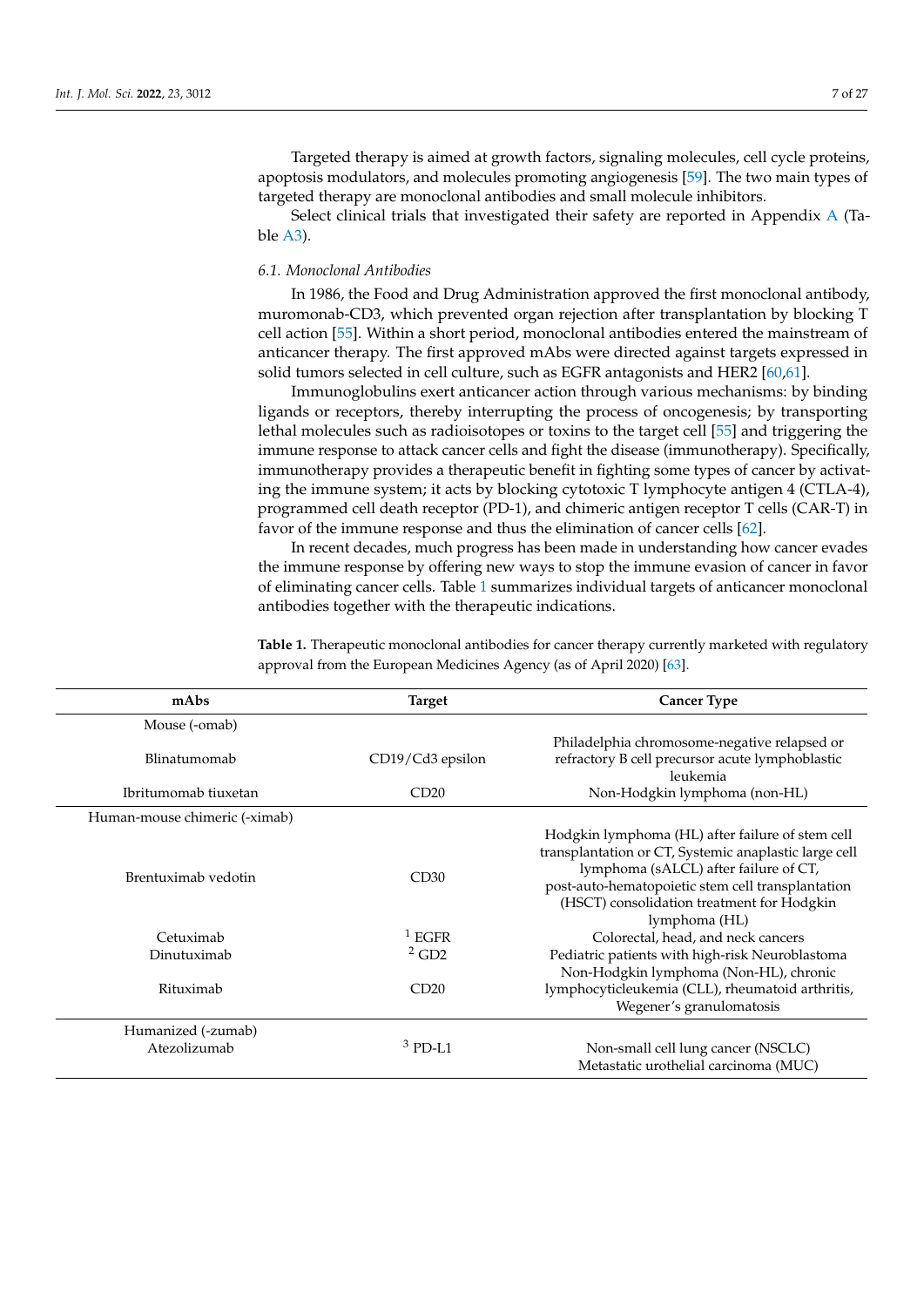Targeted therapy is aimed at growth factors, signaling molecules, cell cycle proteins, apoptosis modulators, and molecules promoting angiogenesis [59]. The two main types of targeted therapy are monoclonal antibodies and small molecule inhibitors.

Select clinical trials that investigated their safety are reported in Appendix A (Table A3).

### *6.1. Monoclonal Antibodies*

In 1986, the Food and Drug Administration approved the first monoclonal antibody, muromonab-CD3, which prevented organ rejection after transplantation by blocking T cell action [55]. Within a short period, monoclonal antibodies entered the mainstream of anticancer therapy. The first approved mAbs were directed against targets expressed in solid tumors selected in cell culture, such as EGFR antagonists and HER2 [60,61].

Immunoglobulins exert anticancer action through various mechanisms: by binding ligands or receptors, thereby interrupting the process of oncogenesis; by transporting lethal molecules such as radioisotopes or toxins to the target cell [55] and triggering the immune response to attack cancer cells and fight the disease (immunotherapy). Specifically, immunotherapy provides a therapeutic benefit in fighting some types of cancer by activating the immune system; it acts by blocking cytotoxic T lymphocyte antigen 4 (CTLA-4), programmed cell death receptor (PD-1), and chimeric antigen receptor T cells (CAR-T) in favor of the immune response and thus the elimination of cancer cells [62].

In recent decades, much progress has been made in understanding how cancer evades the immune response by offering new ways to stop the immune evasion of cancer in favor of eliminating cancer cells. Table 1 summarizes individual targets of anticancer monoclonal antibodies together with the therapeutic indications.

**Table 1.** Therapeutic monoclonal antibodies for cancer therapy currently marketed with regulatory approval from the European Medicines Agency (as of April 2020) [63].

| mAbs | Target | Cancer Type |
|---|---|---|
| Mouse (-omab) | | |
| Blinatumomab | CD19/Cd3 epsilon | Philadelphia chromosome-negative relapsed or refractory B cell precursor acute lymphoblastic leukemia |
| Ibritumomab tiuxetan | CD20 | Non-Hodgkin lymphoma (non-HL) |
| Human-mouse chimeric (-ximab) | | |
| Brentuximab vedotin | CD30 | Hodgkin lymphoma (HL) after failure of stem cell transplantation or CT, Systemic anaplastic large cell lymphoma (sALCL) after failure of CT, post-auto-hematopoietic stem cell transplantation (HSCT) consolidation treatment for Hodgkin lymphoma (HL) |
| Cetuximab | [1] EGFR | Colorectal, head, and neck cancers |
| Dinutuximab | [2] GD2 | Pediatric patients with high-risk Neuroblastoma |
| Rituximab | CD20 | Non-Hodgkin lymphoma (Non-HL), chronic lymphocyticleukemia (CLL), rheumatoid arthritis, Wegener's granulomatosis |
| Humanized (-zumab) | | |
| Atezolizumab | [3] PD-L1 | Non-small cell lung cancer (NSCLC) Metastatic urothelial carcinoma (MUC) |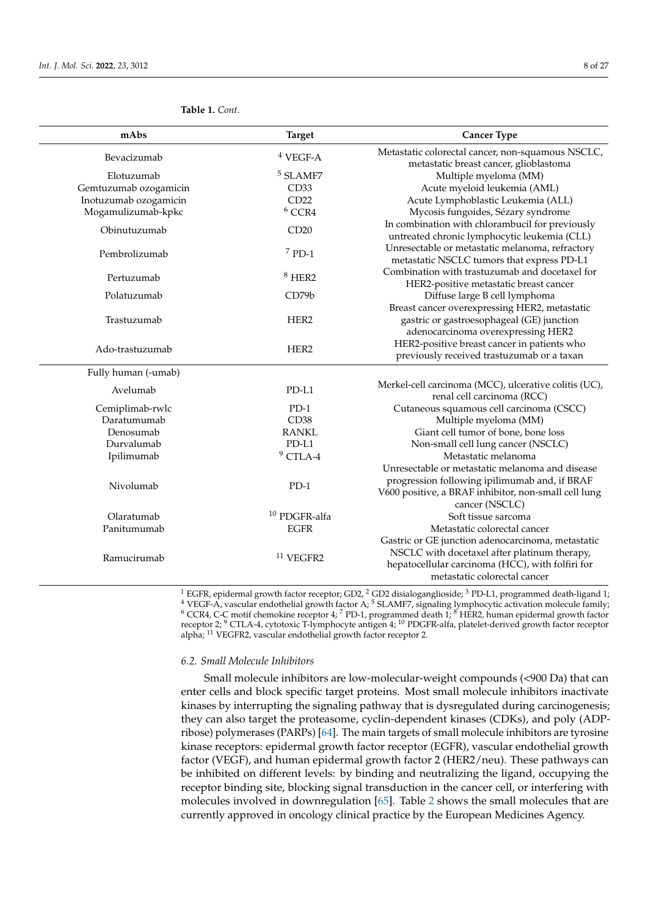**Table 1.** *Cont.*

| mAbs | Target | Cancer Type |
|---|---|---|
| Bevacizumab | [4] VEGF-A | Metastatic colorectal cancer, non-squamous NSCLC, metastatic breast cancer, glioblastoma |
| Elotuzumab | [5] SLAMF7 | Multiple myeloma (MM) |
| Gemtuzumab ozogamicin | CD33 | Acute myeloid leukemia (AML) |
| Inotuzumab ozogamicin | CD22 | Acute Lymphoblastic Leukemia (ALL) |
| Mogamulizumab-kpkc | [6] CCR4 | Mycosis fungoides, Sézary syndrome |
| Obinutuzumab | CD20 | In combination with chlorambucil for previously untreated chronic lymphocytic leukemia (CLL) |
| Pembrolizumab | [7] PD-1 | Unresectable or metastatic melanoma, refractory metastatic NSCLC tumors that express PD-L1 |
| Pertuzumab | [8] HER2 | Combination with trastuzumab and docetaxel for HER2-positive metastatic breast cancer |
| Polatuzumab | CD79b | Diffuse large B cell lymphoma |
| Trastuzumab | HER2 | Breast cancer overexpressing HER2, metastatic gastric or gastroesophageal (GE) junction adenocarcinoma overexpressing HER2 |
| Ado-trastuzumab | HER2 | HER2-positive breast cancer in patients who previously received trastuzumab or a taxan |
| Fully human (-umab) | | |
| Avelumab | PD-L1 | Merkel-cell carcinoma (MCC), ulcerative colitis (UC), renal cell carcinoma (RCC) |
| Cemiplimab-rwlc | PD-1 | Cutaneous squamous cell carcinoma (CSCC) |
| Daratumumab | CD38 | Multiple myeloma (MM) |
| Denosumab | RANKL | Giant cell tumor of bone, bone loss |
| Durvalumab | PD-L1 | Non-small cell lung cancer (NSCLC) |
| Ipilimumab | [9] CTLA-4 | Metastatic melanoma |
| Nivolumab | PD-1 | Unresectable or metastatic melanoma and disease progression following ipilimumab and, if BRAF V600 positive, a BRAF inhibitor, non-small cell lung cancer (NSCLC) |
| Olaratumab | [10] PDGFR-alfa | Soft tissue sarcoma |
| Panitumumab | EGFR | Metastatic colorectal cancer |
| Ramucirumab | [11] VEGFR2 | Gastric or GE junction adenocarcinoma, metastatic NSCLC with docetaxel after platinum therapy, hepatocellular carcinoma (HCC), with folfiri for metastatic colorectal cancer |

[1] EGFR, epidermal growth factor receptor; GD2, [2] GD2 disialoganglioside; [3] PD-L1, programmed death-ligand 1; [4] VEGF-A, vascular endothelial growth factor A; [5] SLAMF7, signaling lymphocytic activation molecule family; [6] CCR4, C-C motif chemokine receptor 4; [7] PD-1, programmed death 1; [8] HER2, human epidermal growth factor receptor 2; [9] CTLA-4, cytotoxic T-lymphocyte antigen 4; [10] PDGFR-alfa, platelet-derived growth factor receptor alpha; [11] VEGFR2, vascular endothelial growth factor receptor 2.

### 6.2. Small Molecule Inhibitors

Small molecule inhibitors are low-molecular-weight compounds (<900 Da) that can enter cells and block specific target proteins. Most small molecule inhibitors inactivate kinases by interrupting the signaling pathway that is dysregulated during carcinogenesis; they can also target the proteasome, cyclin-dependent kinases (CDKs), and poly (ADP-ribose) polymerases (PARPs) [64]. The main targets of small molecule inhibitors are tyrosine kinase receptors: epidermal growth factor receptor (EGFR), vascular endothelial growth factor (VEGF), and human epidermal growth factor 2 (HER2/neu). These pathways can be inhibited on different levels: by binding and neutralizing the ligand, occupying the receptor binding site, blocking signal transduction in the cancer cell, or interfering with molecules involved in downregulation [65]. Table 2 shows the small molecules that are currently approved in oncology clinical practice by the European Medicines Agency.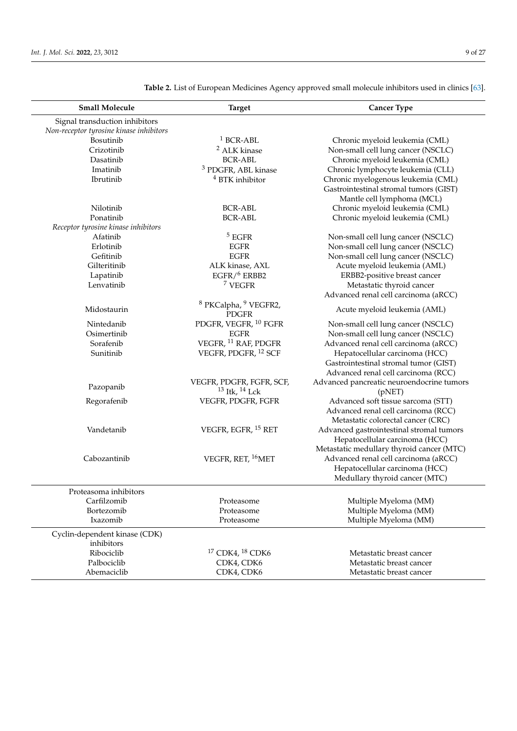**Table 2.** List of European Medicines Agency approved small molecule inhibitors used in clinics [63].

| Small Molecule | Target | Cancer Type |
|---|---|---|
| Signal transduction inhibitors | | |
| *Non-receptor tyrosine kinase inhibitors* | | |
| Bosutinib | [1] BCR-ABL | Chronic myeloid leukemia (CML) |
| Crizotinib | [2] ALK kinase | Non-small cell lung cancer (NSCLC) |
| Dasatinib | BCR-ABL | Chronic myeloid leukemia (CML) |
| Imatinib | [3] PDGFR, ABL kinase | Chronic lymphocyte leukemia (CLL) |
| Ibrutinib | [4] BTK inhibitor | Chronic myelogenous leukemia (CML) |
| | | Gastrointestinal stromal tumors (GIST) |
| | | Mantle cell lymphoma (MCL) |
| Nilotinib | BCR-ABL | Chronic myeloid leukemia (CML) |
| Ponatinib | BCR-ABL | Chronic myeloid leukemia (CML) |
| *Receptor tyrosine kinase inhibitors* | | |
| Afatinib | [5] EGFR | Non-small cell lung cancer (NSCLC) |
| Erlotinib | EGFR | Non-small cell lung cancer (NSCLC) |
| Gefitinib | EGFR | Non-small cell lung cancer (NSCLC) |
| Gilteritinib | ALK kinase, AXL | Acute myeloid leukemia (AML) |
| Lapatinib | EGFR/[6] ERBB2 | ERBB2-positive breast cancer |
| Lenvatinib | [7] VEGFR | Metastatic thyroid cancer |
| | | Advanced renal cell carcinoma (aRCC) |
| Midostaurin | [8] PKCalpha, [9] VEGFR2, PDGFR | Acute myeloid leukemia (AML) |
| Nintedanib | PDGFR, VEGFR, [10] FGFR | Non-small cell lung cancer (NSCLC) |
| Osimertinib | EGFR | Non-small cell lung cancer (NSCLC) |
| Sorafenib | VEGFR, [11] RAF, PDGFR | Advanced renal cell carcinoma (aRCC) |
| Sunitinib | VEGFR, PDGFR, [12] SCF | Hepatocellular carcinoma (HCC) |
| | | Gastrointestinal stromal tumor (GIST) |
| | | Advanced renal cell carcinoma (RCC) |
| Pazopanib | VEGFR, PDGFR, FGFR, SCF, [13] Itk, [14] Lck | Advanced pancreatic neuroendocrine tumors (pNET) |
| Regorafenib | VEGFR, PDGFR, FGFR | Advanced soft tissue sarcoma (STT) |
| | | Advanced renal cell carcinoma (RCC) |
| | | Metastatic colorectal cancer (CRC) |
| Vandetanib | VEGFR, EGFR, [15] RET | Advanced gastrointestinal stromal tumors |
| | | Hepatocellular carcinoma (HCC) |
| | | Metastatic medullary thyroid cancer (MTC) |
| Cabozantinib | VEGFR, RET, [16]MET | Advanced renal cell carcinoma (aRCC) |
| | | Hepatocellular carcinoma (HCC) |
| | | Medullary thyroid cancer (MTC) |
| Proteasoma inhibitors | | |
| Carfilzomib | Proteasome | Multiple Myeloma (MM) |
| Bortezomib | Proteasome | Multiple Myeloma (MM) |
| Ixazomib | Proteasome | Multiple Myeloma (MM) |
| Cyclin-dependent kinase (CDK) inhibitors | | |
| Ribociclib | [17] CDK4, [18] CDK6 | Metastatic breast cancer |
| Palbociclib | CDK4, CDK6 | Metastatic breast cancer |
| Abemaciclib | CDK4, CDK6 | Metastatic breast cancer |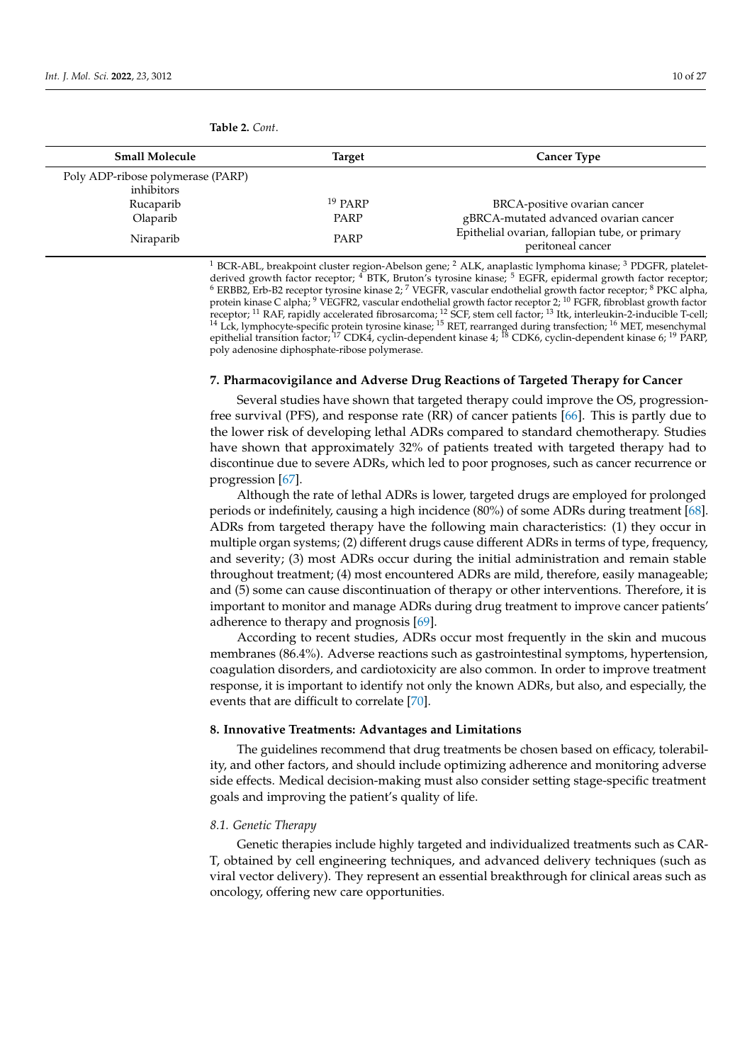**Table 2.** *Cont.*

| Small Molecule | Target | Cancer Type |
|---|---|---|
| Poly ADP-ribose polymerase (PARP) inhibitors | | |
| Rucaparib | [19] PARP | BRCA-positive ovarian cancer |
| Olaparib | PARP | gBRCA-mutated advanced ovarian cancer |
| Niraparib | PARP | Epithelial ovarian, fallopian tube, or primary peritoneal cancer |

[1] BCR-ABL, breakpoint cluster region-Abelson gene; [2] ALK, anaplastic lymphoma kinase; [3] PDGFR, platelet-derived growth factor receptor; [4] BTK, Bruton's tyrosine kinase; [5] EGFR, epidermal growth factor receptor; [6] ERBB2, Erb-B2 receptor tyrosine kinase 2; [7] VEGFR, vascular endothelial growth factor receptor; [8] PKC alpha, protein kinase C alpha; [9] VEGFR2, vascular endothelial growth factor receptor 2; [10] FGFR, fibroblast growth factor receptor; [11] RAF, rapidly accelerated fibrosarcoma; [12] SCF, stem cell factor; [13] Itk, interleukin-2-inducible T-cell; [14] Lck, lymphocyte-specific protein tyrosine kinase; [15] RET, rearranged during transfection; [16] MET, mesenchymal epithelial transition factor; [17] CDK4, cyclin-dependent kinase 4; [18] CDK6, cyclin-dependent kinase 6; [19] PARP, poly adenosine diphosphate-ribose polymerase.

## 7. Pharmacovigilance and Adverse Drug Reactions of Targeted Therapy for Cancer

Several studies have shown that targeted therapy could improve the OS, progression-free survival (PFS), and response rate (RR) of cancer patients [66]. This is partly due to the lower risk of developing lethal ADRs compared to standard chemotherapy. Studies have shown that approximately 32% of patients treated with targeted therapy had to discontinue due to severe ADRs, which led to poor prognoses, such as cancer recurrence or progression [67].

Although the rate of lethal ADRs is lower, targeted drugs are employed for prolonged periods or indefinitely, causing a high incidence (80%) of some ADRs during treatment [68]. ADRs from targeted therapy have the following main characteristics: (1) they occur in multiple organ systems; (2) different drugs cause different ADRs in terms of type, frequency, and severity; (3) most ADRs occur during the initial administration and remain stable throughout treatment; (4) most encountered ADRs are mild, therefore, easily manageable; and (5) some can cause discontinuation of therapy or other interventions. Therefore, it is important to monitor and manage ADRs during drug treatment to improve cancer patients' adherence to therapy and prognosis [69].

According to recent studies, ADRs occur most frequently in the skin and mucous membranes (86.4%). Adverse reactions such as gastrointestinal symptoms, hypertension, coagulation disorders, and cardiotoxicity are also common. In order to improve treatment response, it is important to identify not only the known ADRs, but also, and especially, the events that are difficult to correlate [70].

## 8. Innovative Treatments: Advantages and Limitations

The guidelines recommend that drug treatments be chosen based on efficacy, tolerability, and other factors, and should include optimizing adherence and monitoring adverse side effects. Medical decision-making must also consider setting stage-specific treatment goals and improving the patient's quality of life.

### *8.1. Genetic Therapy*

Genetic therapies include highly targeted and individualized treatments such as CAR-T, obtained by cell engineering techniques, and advanced delivery techniques (such as viral vector delivery). They represent an essential breakthrough for clinical areas such as oncology, offering new care opportunities.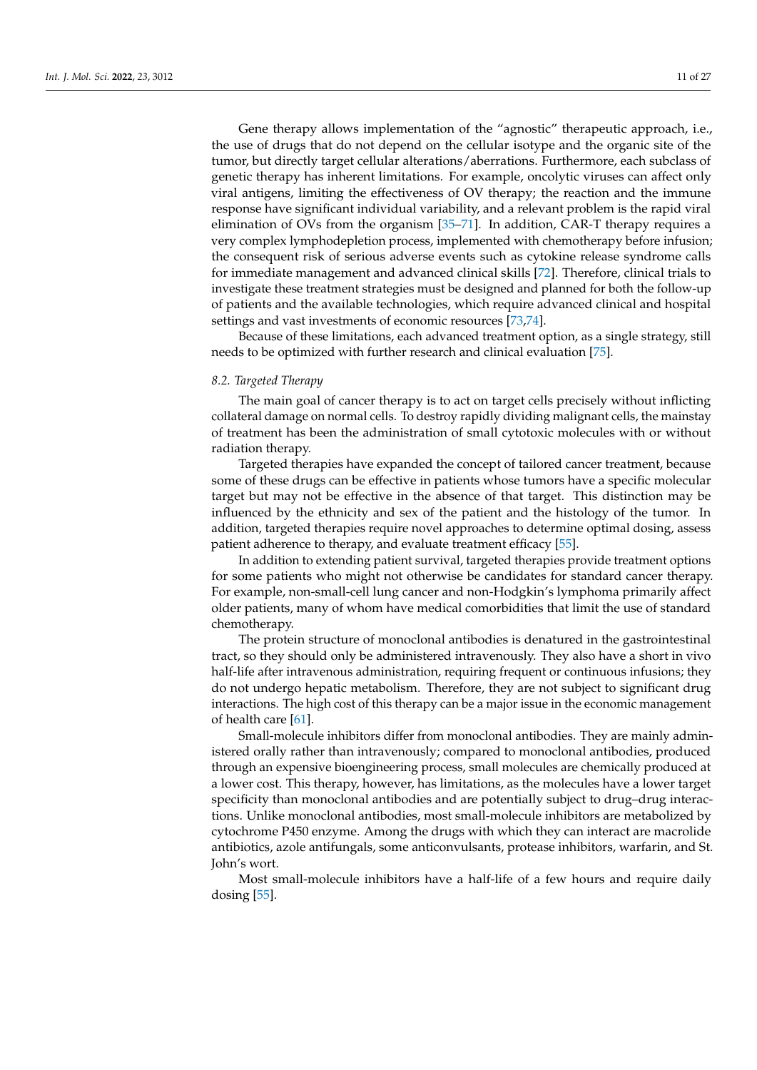Gene therapy allows implementation of the "agnostic" therapeutic approach, i.e., the use of drugs that do not depend on the cellular isotype and the organic site of the tumor, but directly target cellular alterations/aberrations. Furthermore, each subclass of genetic therapy has inherent limitations. For example, oncolytic viruses can affect only viral antigens, limiting the effectiveness of OV therapy; the reaction and the immune response have significant individual variability, and a relevant problem is the rapid viral elimination of OVs from the organism [35–71]. In addition, CAR-T therapy requires a very complex lymphodepletion process, implemented with chemotherapy before infusion; the consequent risk of serious adverse events such as cytokine release syndrome calls for immediate management and advanced clinical skills [72]. Therefore, clinical trials to investigate these treatment strategies must be designed and planned for both the follow-up of patients and the available technologies, which require advanced clinical and hospital settings and vast investments of economic resources [73,74].

Because of these limitations, each advanced treatment option, as a single strategy, still needs to be optimized with further research and clinical evaluation [75].

### *8.2. Targeted Therapy*

The main goal of cancer therapy is to act on target cells precisely without inflicting collateral damage on normal cells. To destroy rapidly dividing malignant cells, the mainstay of treatment has been the administration of small cytotoxic molecules with or without radiation therapy.

Targeted therapies have expanded the concept of tailored cancer treatment, because some of these drugs can be effective in patients whose tumors have a specific molecular target but may not be effective in the absence of that target. This distinction may be influenced by the ethnicity and sex of the patient and the histology of the tumor. In addition, targeted therapies require novel approaches to determine optimal dosing, assess patient adherence to therapy, and evaluate treatment efficacy [55].

In addition to extending patient survival, targeted therapies provide treatment options for some patients who might not otherwise be candidates for standard cancer therapy. For example, non-small-cell lung cancer and non-Hodgkin's lymphoma primarily affect older patients, many of whom have medical comorbidities that limit the use of standard chemotherapy.

The protein structure of monoclonal antibodies is denatured in the gastrointestinal tract, so they should only be administered intravenously. They also have a short in vivo half-life after intravenous administration, requiring frequent or continuous infusions; they do not undergo hepatic metabolism. Therefore, they are not subject to significant drug interactions. The high cost of this therapy can be a major issue in the economic management of health care [61].

Small-molecule inhibitors differ from monoclonal antibodies. They are mainly administered orally rather than intravenously; compared to monoclonal antibodies, produced through an expensive bioengineering process, small molecules are chemically produced at a lower cost. This therapy, however, has limitations, as the molecules have a lower target specificity than monoclonal antibodies and are potentially subject to drug–drug interactions. Unlike monoclonal antibodies, most small-molecule inhibitors are metabolized by cytochrome P450 enzyme. Among the drugs with which they can interact are macrolide antibiotics, azole antifungals, some anticonvulsants, protease inhibitors, warfarin, and St. John's wort.

Most small-molecule inhibitors have a half-life of a few hours and require daily dosing [55].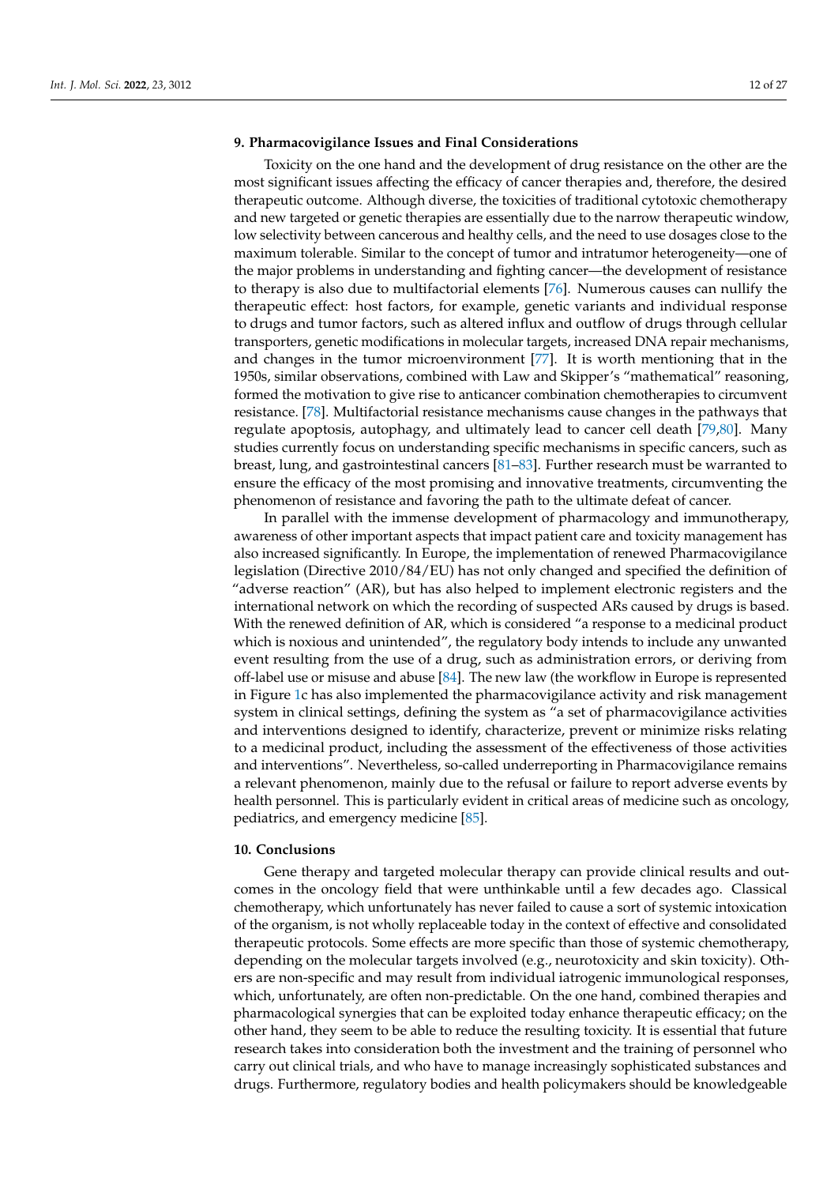## 9. Pharmacovigilance Issues and Final Considerations

Toxicity on the one hand and the development of drug resistance on the other are the most significant issues affecting the efficacy of cancer therapies and, therefore, the desired therapeutic outcome. Although diverse, the toxicities of traditional cytotoxic chemotherapy and new targeted or genetic therapies are essentially due to the narrow therapeutic window, low selectivity between cancerous and healthy cells, and the need to use dosages close to the maximum tolerable. Similar to the concept of tumor and intratumor heterogeneity—one of the major problems in understanding and fighting cancer—the development of resistance to therapy is also due to multifactorial elements [76]. Numerous causes can nullify the therapeutic effect: host factors, for example, genetic variants and individual response to drugs and tumor factors, such as altered influx and outflow of drugs through cellular transporters, genetic modifications in molecular targets, increased DNA repair mechanisms, and changes in the tumor microenvironment [77]. It is worth mentioning that in the 1950s, similar observations, combined with Law and Skipper's "mathematical" reasoning, formed the motivation to give rise to anticancer combination chemotherapies to circumvent resistance. [78]. Multifactorial resistance mechanisms cause changes in the pathways that regulate apoptosis, autophagy, and ultimately lead to cancer cell death [79,80]. Many studies currently focus on understanding specific mechanisms in specific cancers, such as breast, lung, and gastrointestinal cancers [81–83]. Further research must be warranted to ensure the efficacy of the most promising and innovative treatments, circumventing the phenomenon of resistance and favoring the path to the ultimate defeat of cancer.

In parallel with the immense development of pharmacology and immunotherapy, awareness of other important aspects that impact patient care and toxicity management has also increased significantly. In Europe, the implementation of renewed Pharmacovigilance legislation (Directive 2010/84/EU) has not only changed and specified the definition of "adverse reaction" (AR), but has also helped to implement electronic registers and the international network on which the recording of suspected ARs caused by drugs is based. With the renewed definition of AR, which is considered "a response to a medicinal product which is noxious and unintended", the regulatory body intends to include any unwanted event resulting from the use of a drug, such as administration errors, or deriving from off-label use or misuse and abuse [84]. The new law (the workflow in Europe is represented in Figure 1c has also implemented the pharmacovigilance activity and risk management system in clinical settings, defining the system as "a set of pharmacovigilance activities and interventions designed to identify, characterize, prevent or minimize risks relating to a medicinal product, including the assessment of the effectiveness of those activities and interventions". Nevertheless, so-called underreporting in Pharmacovigilance remains a relevant phenomenon, mainly due to the refusal or failure to report adverse events by health personnel. This is particularly evident in critical areas of medicine such as oncology, pediatrics, and emergency medicine [85].

## 10. Conclusions

Gene therapy and targeted molecular therapy can provide clinical results and outcomes in the oncology field that were unthinkable until a few decades ago. Classical chemotherapy, which unfortunately has never failed to cause a sort of systemic intoxication of the organism, is not wholly replaceable today in the context of effective and consolidated therapeutic protocols. Some effects are more specific than those of systemic chemotherapy, depending on the molecular targets involved (e.g., neurotoxicity and skin toxicity). Others are non-specific and may result from individual iatrogenic immunological responses, which, unfortunately, are often non-predictable. On the one hand, combined therapies and pharmacological synergies that can be exploited today enhance therapeutic efficacy; on the other hand, they seem to be able to reduce the resulting toxicity. It is essential that future research takes into consideration both the investment and the training of personnel who carry out clinical trials, and who have to manage increasingly sophisticated substances and drugs. Furthermore, regulatory bodies and health policymakers should be knowledgeable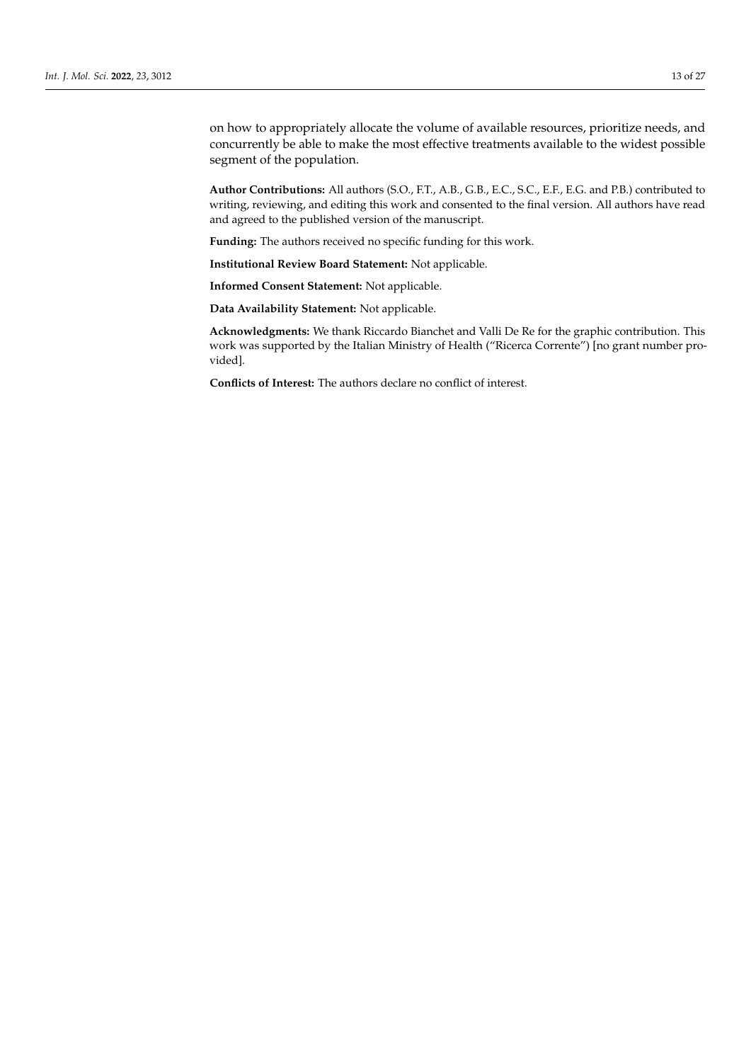on how to appropriately allocate the volume of available resources, prioritize needs, and concurrently be able to make the most effective treatments available to the widest possible segment of the population.

**Author Contributions:** All authors (S.O., F.T., A.B., G.B., E.C., S.C., E.F., E.G. and P.B.) contributed to writing, reviewing, and editing this work and consented to the final version. All authors have read and agreed to the published version of the manuscript.

**Funding:** The authors received no specific funding for this work.

**Institutional Review Board Statement:** Not applicable.

**Informed Consent Statement:** Not applicable.

**Data Availability Statement:** Not applicable.

**Acknowledgments:** We thank Riccardo Bianchet and Valli De Re for the graphic contribution. This work was supported by the Italian Ministry of Health ("Ricerca Corrente") [no grant number provided].

**Conflicts of Interest:** The authors declare no conflict of interest.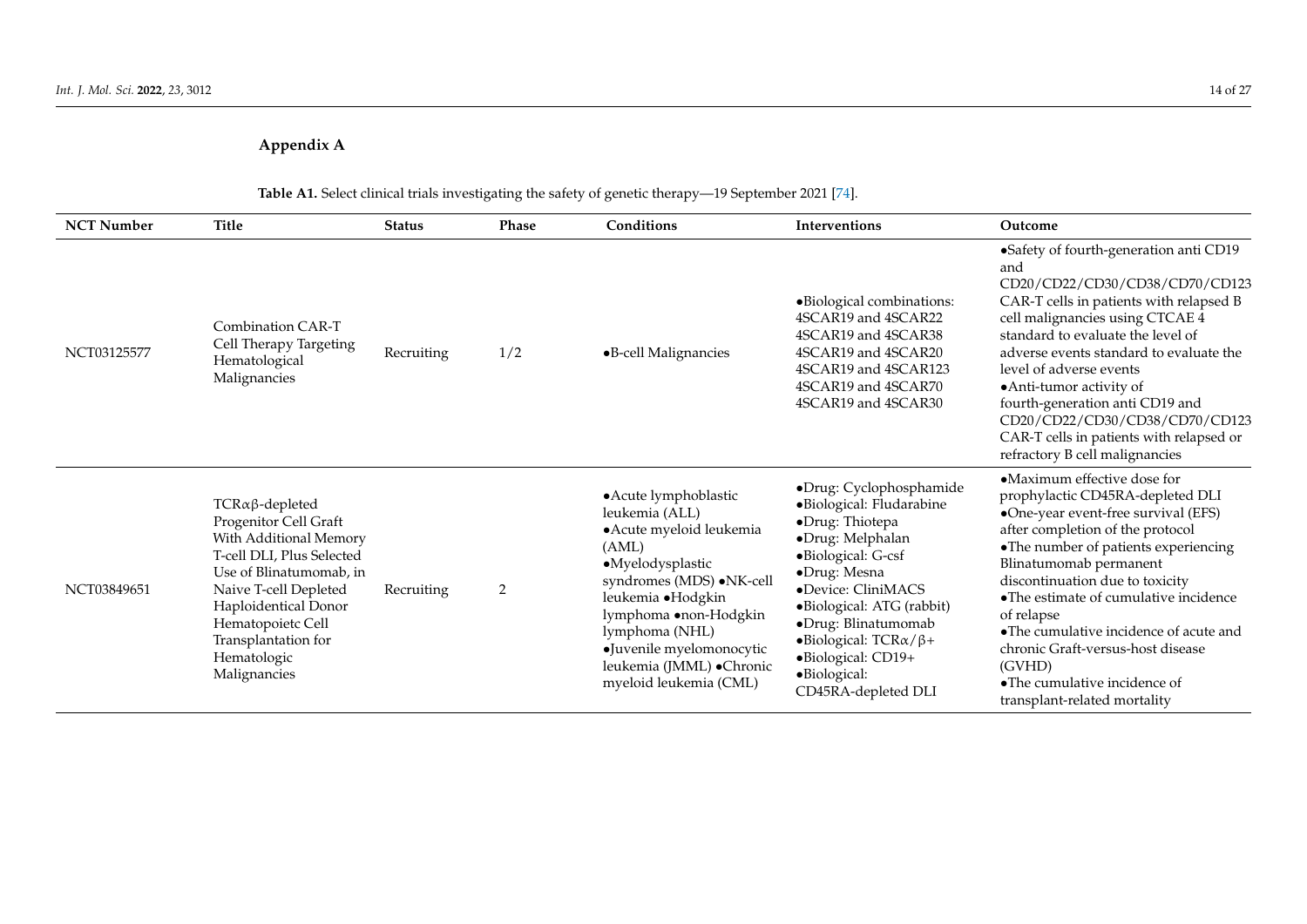## Appendix A

**Table A1.** Select clinical trials investigating the safety of genetic therapy—19 September 2021 [74].

| NCT Number | Title | Status | Phase | Conditions | Interventions | Outcome |
|---|---|---|---|---|---|---|
| NCT03125577 | Combination CAR-T Cell Therapy Targeting Hematological Malignancies | Recruiting | 1/2 | •B-cell Malignancies | •Biological combinations: 4SCAR19 and 4SCAR22 4SCAR19 and 4SCAR38 4SCAR19 and 4SCAR20 4SCAR19 and 4SCAR123 4SCAR19 and 4SCAR70 4SCAR19 and 4SCAR30 | •Safety of fourth-generation anti CD19 and CD20/CD22/CD30/CD38/CD70/CD123 CAR-T cells in patients with relapsed B cell malignancies using CTCAE 4 standard to evaluate the level of adverse events standard to evaluate the level of adverse events •Anti-tumor activity of fourth-generation anti CD19 and CD20/CD22/CD30/CD38/CD70/CD123 CAR-T cells in patients with relapsed or refractory B cell malignancies |
| NCT03849651 | TCRαβ-depleted Progenitor Cell Graft With Additional Memory T-cell DLI, Plus Selected Use of Blinatumomab, in Naive T-cell Depleted Haploidentical Donor Hematopoietc Cell Transplantation for Hematologic Malignancies | Recruiting | 2 | •Acute lymphoblastic leukemia (ALL) •Acute myeloid leukemia (AML) •Myelodysplastic syndromes (MDS) •NK-cell leukemia •Hodgkin lymphoma •non-Hodgkin lymphoma (NHL) •Juvenile myelomonocytic leukemia (JMML) •Chronic myeloid leukemia (CML) | •Drug: Cyclophosphamide •Biological: Fludarabine •Drug: Thiotepa •Drug: Melphalan •Biological: G-csf •Drug: Mesna •Device: CliniMACS •Biological: ATG (rabbit) •Drug: Blinatumomab •Biological: TCRα/β+ •Biological: CD19+ •Biological: CD45RA-depleted DLI | •Maximum effective dose for prophylactic CD45RA-depleted DLI •One-year event-free survival (EFS) after completion of the protocol •The number of patients experiencing Blinatumomab permanent discontinuation due to toxicity •The estimate of cumulative incidence of relapse •The cumulative incidence of acute and chronic Graft-versus-host disease (GVHD) •The cumulative incidence of transplant-related mortality |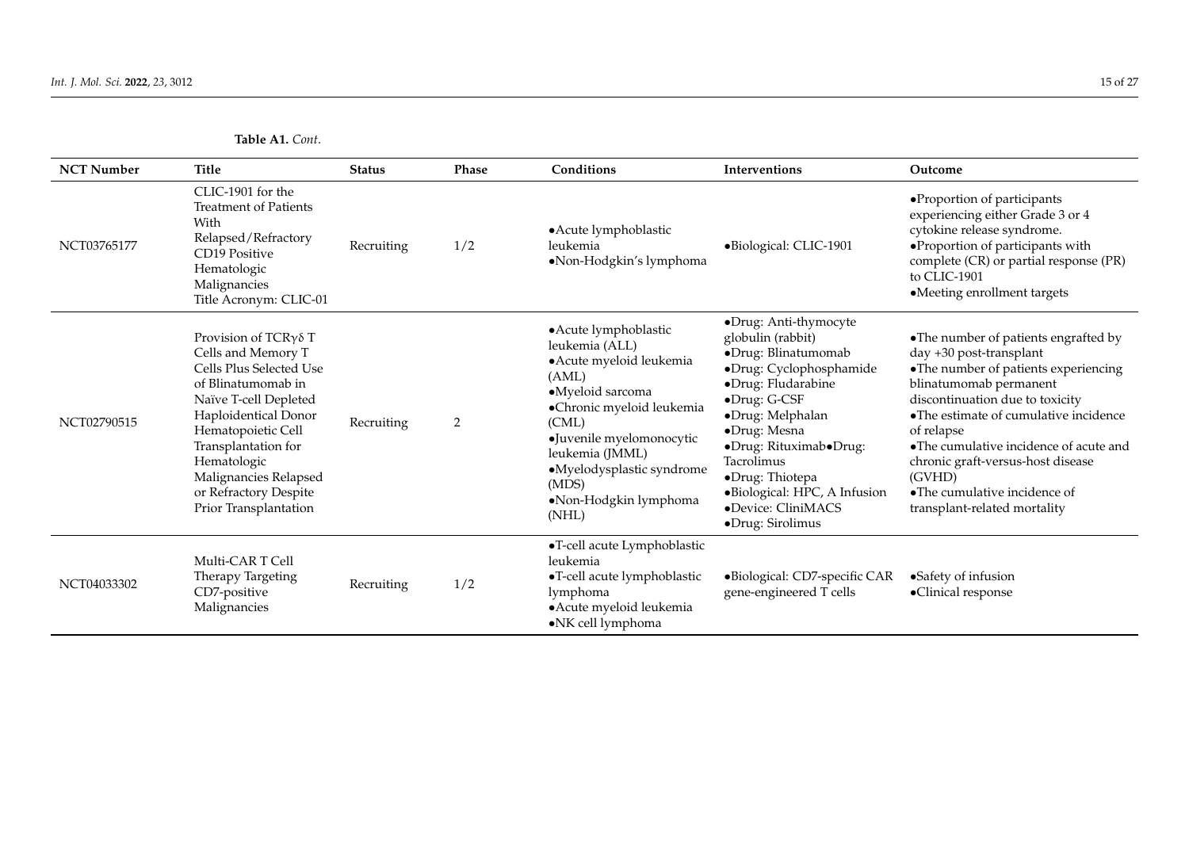**Table A1.** *Cont.*

| NCT Number | Title | Status | Phase | Conditions | Interventions | Outcome |
|---|---|---|---|---|---|---|
| NCT03765177 | CLIC-1901 for the Treatment of Patients With Relapsed/Refractory CD19 Positive Hematologic Malignancies Title Acronym: CLIC-01 | Recruiting | 1/2 | •Acute lymphoblastic leukemia •Non-Hodgkin's lymphoma | •Biological: CLIC-1901 | •Proportion of participants experiencing either Grade 3 or 4 cytokine release syndrome. •Proportion of participants with complete (CR) or partial response (PR) to CLIC-1901 •Meeting enrollment targets |
| NCT02790515 | Provision of TCRγδ T Cells and Memory T Cells Plus Selected Use of Blinatumomab in Naïve T-cell Depleted Haploidentical Donor Hematopoietic Cell Transplantation for Hematologic Malignancies Relapsed or Refractory Despite Prior Transplantation | Recruiting | 2 | •Acute lymphoblastic leukemia (ALL) •Acute myeloid leukemia (AML) •Myeloid sarcoma •Chronic myeloid leukemia (CML) •Juvenile myelomonocytic leukemia (JMML) •Myelodysplastic syndrome (MDS) •Non-Hodgkin lymphoma (NHL) | •Drug: Anti-thymocyte globulin (rabbit) •Drug: Blinatumomab •Drug: Cyclophosphamide •Drug: Fludarabine •Drug: G-CSF •Drug: Melphalan •Drug: Mesna •Drug: Rituximab•Drug: Tacrolimus •Drug: Thiotepa •Biological: HPC, A Infusion •Device: CliniMACS •Drug: Sirolimus | •The number of patients engrafted by day +30 post-transplant •The number of patients experiencing blinatumomab permanent discontinuation due to toxicity •The estimate of cumulative incidence of relapse •The cumulative incidence of acute and chronic graft-versus-host disease (GVHD) •The cumulative incidence of transplant-related mortality |
| NCT04033302 | Multi-CAR T Cell Therapy Targeting CD7-positive Malignancies | Recruiting | 1/2 | •T-cell acute Lymphoblastic leukemia •T-cell acute lymphoblastic lymphoma •Acute myeloid leukemia •NK cell lymphoma | •Biological: CD7-specific CAR gene-engineered T cells | •Safety of infusion •Clinical response |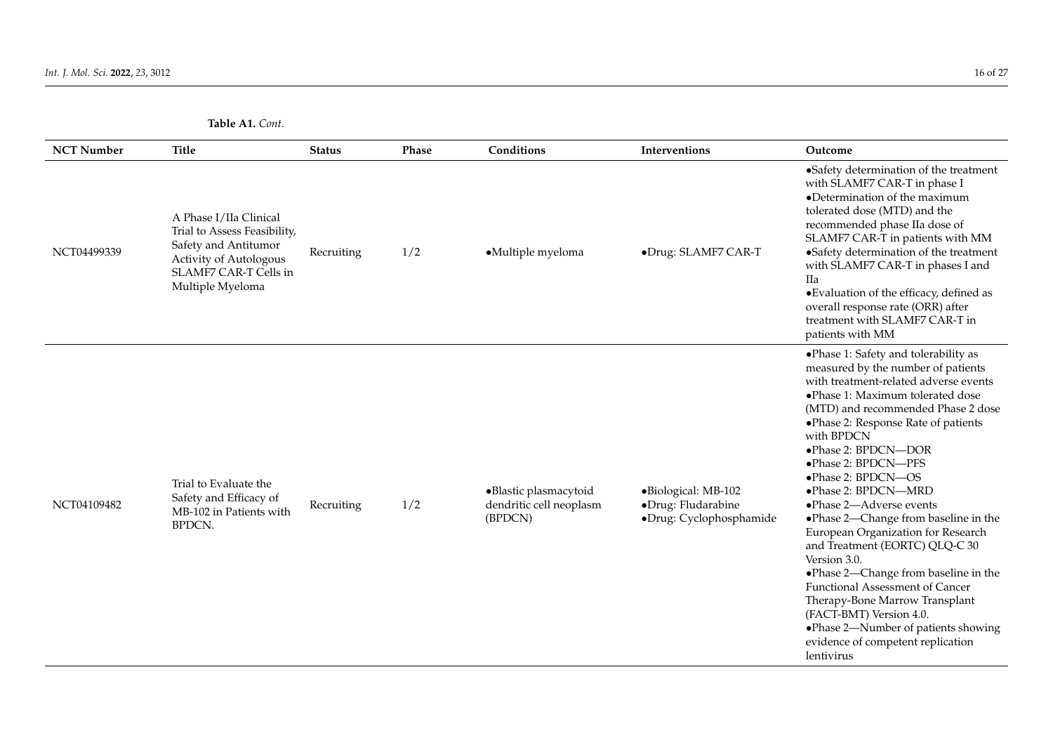**Table A1.** *Cont.*

| NCT Number | Title | Status | Phase | Conditions | Interventions | Outcome |
|---|---|---|---|---|---|---|
| NCT04499339 | A Phase I/IIa Clinical Trial to Assess Feasibility, Safety and Antitumor Activity of Autologous SLAMF7 CAR-T Cells in Multiple Myeloma | Recruiting | 1/2 | •Multiple myeloma | •Drug: SLAMF7 CAR-T | •Safety determination of the treatment with SLAMF7 CAR-T in phase I<br>•Determination of the maximum tolerated dose (MTD) and the recommended phase IIa dose of SLAMF7 CAR-T in patients with MM<br>•Safety determination of the treatment with SLAMF7 CAR-T in phases I and IIa<br>•Evaluation of the efficacy, defined as overall response rate (ORR) after treatment with SLAMF7 CAR-T in patients with MM |
| NCT04109482 | Trial to Evaluate the Safety and Efficacy of MB-102 in Patients with BPDCN. | Recruiting | 1/2 | •Blastic plasmacytoid dendritic cell neoplasm (BPDCN) | •Biological: MB-102<br>•Drug: Fludarabine<br>•Drug: Cyclophosphamide | •Phase 1: Safety and tolerability as measured by the number of patients with treatment-related adverse events<br>•Phase 1: Maximum tolerated dose (MTD) and recommended Phase 2 dose<br>•Phase 2: Response Rate of patients with BPDCN<br>•Phase 2: BPDCN—DOR<br>•Phase 2: BPDCN—PFS<br>•Phase 2: BPDCN—OS<br>•Phase 2: BPDCN—MRD<br>•Phase 2—Adverse events<br>•Phase 2—Change from baseline in the European Organization for Research and Treatment (EORTC) QLQ-C 30 Version 3.0.<br>•Phase 2—Change from baseline in the Functional Assessment of Cancer Therapy-Bone Marrow Transplant (FACT-BMT) Version 4.0.<br>•Phase 2—Number of patients showing evidence of competent replication lentivirus |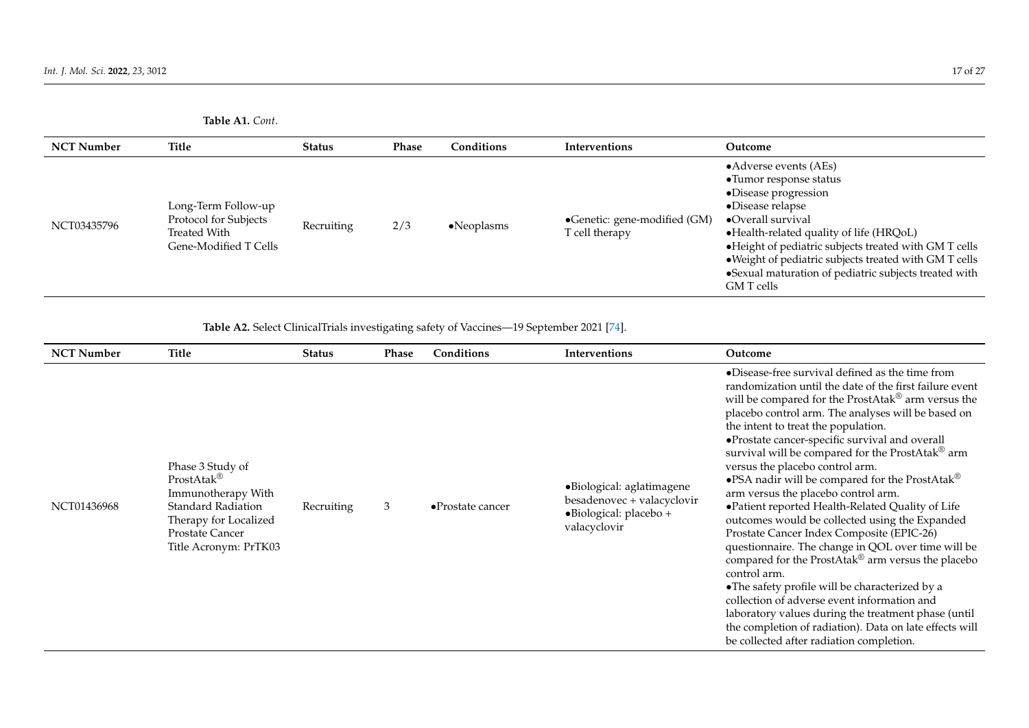**Table A1.** *Cont.*

| NCT Number | Title | Status | Phase | Conditions | Interventions | Outcome |
|---|---|---|---|---|---|---|
| NCT03435796 | Long-Term Follow-up Protocol for Subjects Treated With Gene-Modified T Cells | Recruiting | 2/3 | •Neoplasms | •Genetic: gene-modified (GM) T cell therapy | •Adverse events (AEs)<br>•Tumor response status<br>•Disease progression<br>•Disease relapse<br>•Overall survival<br>•Health-related quality of life (HRQoL)<br>•Height of pediatric subjects treated with GM T cells<br>•Weight of pediatric subjects treated with GM T cells<br>•Sexual maturation of pediatric subjects treated with GM T cells |

**Table A2.** Select ClinicalTrials investigating safety of Vaccines—19 September 2021 [74].

| NCT Number | Title | Status | Phase | Conditions | Interventions | Outcome |
|---|---|---|---|---|---|---|
| NCT01436968 | Phase 3 Study of ProstAtak® Immunotherapy With Standard Radiation Therapy for Localized Prostate Cancer Title Acronym: PrTK03 | Recruiting | 3 | •Prostate cancer | •Biological: aglatimagene besadenovec + valacyclovir<br>•Biological: placebo + valacyclovir | •Disease-free survival defined as the time from randomization until the date of the first failure event will be compared for the ProstAtak® arm versus the placebo control arm. The analyses will be based on the intent to treat the population.<br>•Prostate cancer-specific survival and overall survival will be compared for the ProstAtak® arm versus the placebo control arm.<br>•PSA nadir will be compared for the ProstAtak® arm versus the placebo control arm.<br>•Patient reported Health-Related Quality of Life outcomes would be collected using the Expanded Prostate Cancer Index Composite (EPIC-26) questionnaire. The change in QOL over time will be compared for the ProstAtak® arm versus the placebo control arm.<br>•The safety profile will be characterized by a collection of adverse event information and laboratory values during the treatment phase (until the completion of radiation). Data on late effects will be collected after radiation completion. |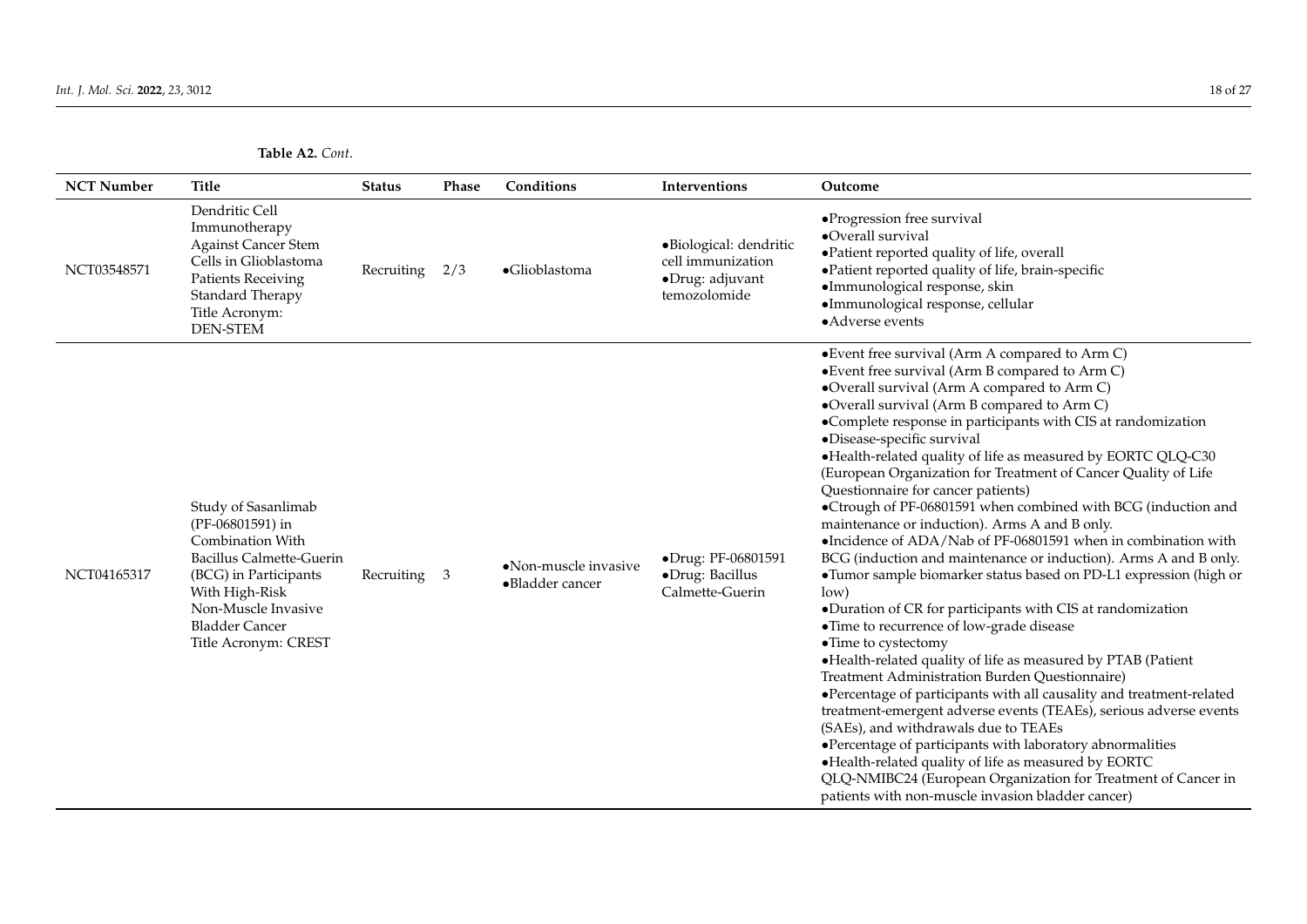**Table A2.** *Cont.*

| NCT Number | Title | Status | Phase | Conditions | Interventions | Outcome |
|---|---|---|---|---|---|---|
| NCT03548571 | Dendritic Cell Immunotherapy Against Cancer Stem Cells in Glioblastoma Patients Receiving Standard Therapy Title Acronym: DEN-STEM | Recruiting | 2/3 | •Glioblastoma | •Biological: dendritic cell immunization •Drug: adjuvant temozolomide | •Progression free survival •Overall survival •Patient reported quality of life, overall •Patient reported quality of life, brain-specific •Immunological response, skin •Immunological response, cellular •Adverse events |
| NCT04165317 | Study of Sasanlimab (PF-06801591) in Combination With Bacillus Calmette-Guerin (BCG) in Participants With High-Risk Non-Muscle Invasive Bladder Cancer Title Acronym: CREST | Recruiting | 3 | •Non-muscle invasive •Bladder cancer | •Drug: PF-06801591 •Drug: Bacillus Calmette-Guerin | •Event free survival (Arm A compared to Arm C) •Event free survival (Arm B compared to Arm C) •Overall survival (Arm A compared to Arm C) •Overall survival (Arm B compared to Arm C) •Complete response in participants with CIS at randomization •Disease-specific survival •Health-related quality of life as measured by EORTC QLQ-C30 (European Organization for Treatment of Cancer Quality of Life Questionnaire for cancer patients) •Ctrough of PF-06801591 when combined with BCG (induction and maintenance or induction). Arms A and B only. •Incidence of ADA/Nab of PF-06801591 when in combination with BCG (induction and maintenance or induction). Arms A and B only. •Tumor sample biomarker status based on PD-L1 expression (high or low) •Duration of CR for participants with CIS at randomization •Time to recurrence of low-grade disease •Time to cystectomy •Health-related quality of life as measured by PTAB (Patient Treatment Administration Burden Questionnaire) •Percentage of participants with all causality and treatment-related treatment-emergent adverse events (TEAEs), serious adverse events (SAEs), and withdrawals due to TEAEs •Percentage of participants with laboratory abnormalities •Health-related quality of life as measured by EORTC QLQ-NMIBC24 (European Organization for Treatment of Cancer in patients with non-muscle invasion bladder cancer) |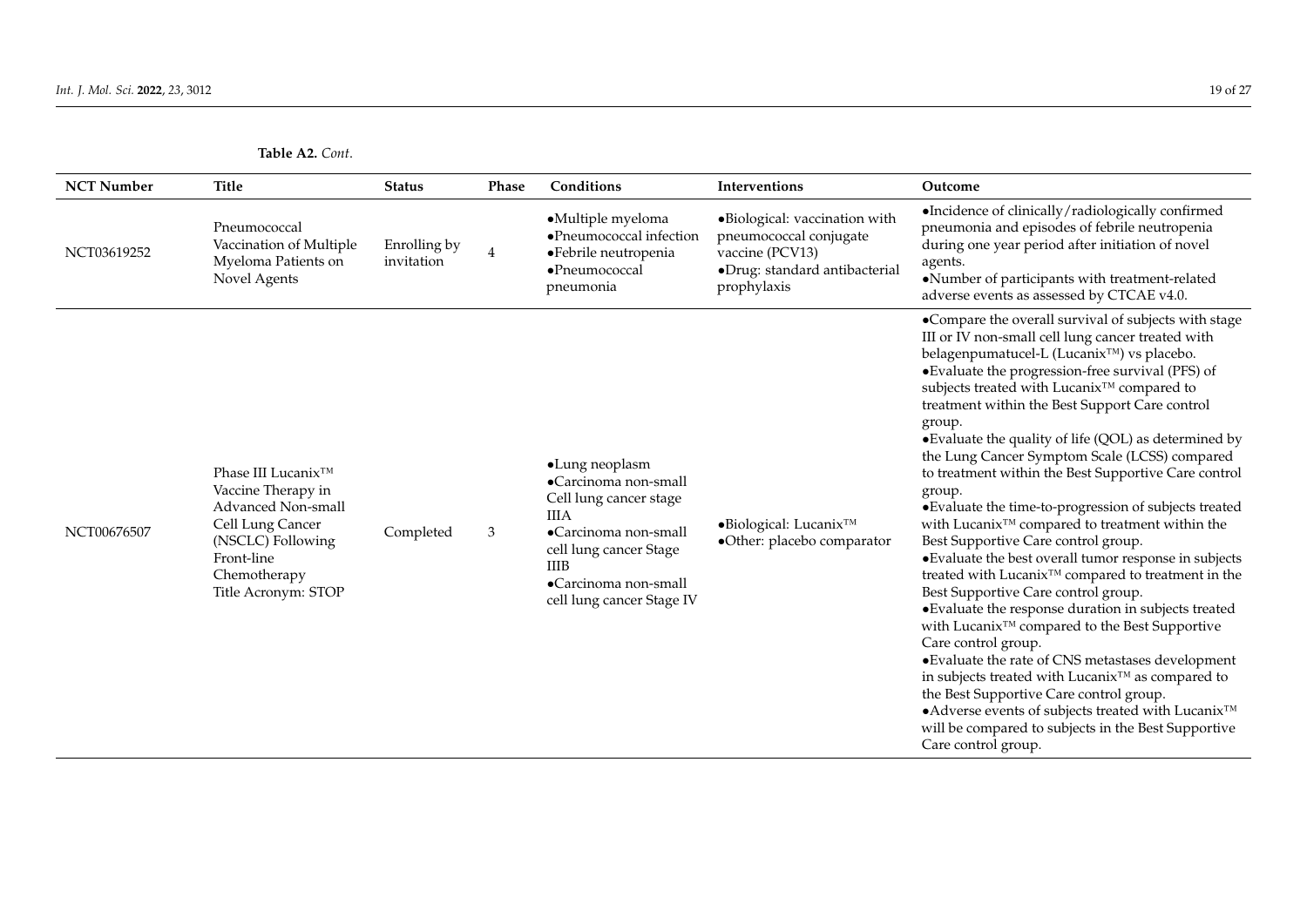**Table A2.** *Cont.*

| NCT Number | Title | Status | Phase | Conditions | Interventions | Outcome |
|---|---|---|---|---|---|---|
| NCT03619252 | Pneumococcal Vaccination of Multiple Myeloma Patients on Novel Agents | Enrolling by invitation | 4 | •Multiple myeloma<br>•Pneumococcal infection<br>•Febrile neutropenia<br>•Pneumococcal pneumonia | •Biological: vaccination with pneumococcal conjugate vaccine (PCV13)<br>•Drug: standard antibacterial prophylaxis | •Incidence of clinically/radiologically confirmed pneumonia and episodes of febrile neutropenia during one year period after initiation of novel agents.<br>•Number of participants with treatment-related adverse events as assessed by CTCAE v4.0. |
| NCT00676507 | Phase III Lucanix™ Vaccine Therapy in Advanced Non-small Cell Lung Cancer (NSCLC) Following Front-line Chemotherapy Title Acronym: STOP | Completed | 3 | •Lung neoplasm<br>•Carcinoma non-small Cell lung cancer stage IIIA<br>•Carcinoma non-small cell lung cancer Stage IIIB<br>•Carcinoma non-small cell lung cancer Stage IV | •Biological: Lucanix™<br>•Other: placebo comparator | •Compare the overall survival of subjects with stage III or IV non-small cell lung cancer treated with belagenpumatucel-L (Lucanix™) vs placebo.<br>•Evaluate the progression-free survival (PFS) of subjects treated with Lucanix™ compared to treatment within the Best Support Care control group.<br>•Evaluate the quality of life (QOL) as determined by the Lung Cancer Symptom Scale (LCSS) compared to treatment within the Best Supportive Care control group.<br>•Evaluate the time-to-progression of subjects treated with Lucanix™ compared to treatment within the Best Supportive Care control group.<br>•Evaluate the best overall tumor response in subjects treated with Lucanix™ compared to treatment in the Best Supportive Care control group.<br>•Evaluate the response duration in subjects treated with Lucanix™ compared to the Best Supportive Care control group.<br>•Evaluate the rate of CNS metastases development in subjects treated with Lucanix™ as compared to the Best Supportive Care control group.<br>•Adverse events of subjects treated with Lucanix™ will be compared to subjects in the Best Supportive Care control group. |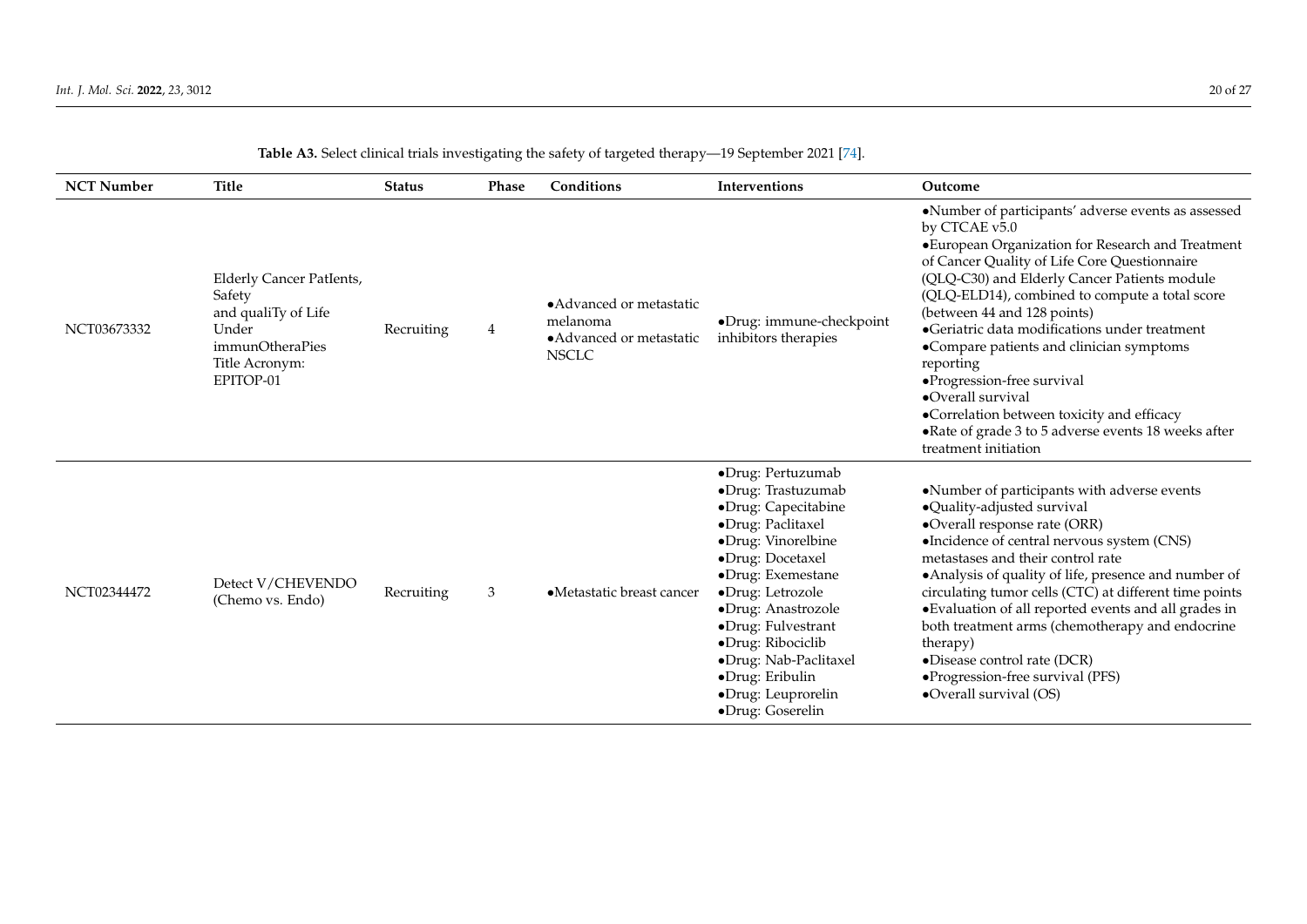**Table A3.** Select clinical trials investigating the safety of targeted therapy—19 September 2021 [74].

| NCT Number | Title | Status | Phase | Conditions | Interventions | Outcome |
|---|---|---|---|---|---|---|
| NCT03673332 | Elderly Cancer PatIents, Safety and qualiTy of Life Under immunOtheraPies Title Acronym: EPITOP-01 | Recruiting | 4 | •Advanced or metastatic melanoma •Advanced or metastatic NSCLC | •Drug: immune-checkpoint inhibitors therapies | •Number of participants' adverse events as assessed by CTCAE v5.0 •European Organization for Research and Treatment of Cancer Quality of Life Core Questionnaire (QLQ-C30) and Elderly Cancer Patients module (QLQ-ELD14), combined to compute a total score (between 44 and 128 points) •Geriatric data modifications under treatment •Compare patients and clinician symptoms reporting •Progression-free survival •Overall survival •Correlation between toxicity and efficacy •Rate of grade 3 to 5 adverse events 18 weeks after treatment initiation |
| NCT02344472 | Detect V/CHEVENDO (Chemo vs. Endo) | Recruiting | 3 | •Metastatic breast cancer | •Drug: Pertuzumab •Drug: Trastuzumab •Drug: Capecitabine •Drug: Paclitaxel •Drug: Vinorelbine •Drug: Docetaxel •Drug: Exemestane •Drug: Letrozole •Drug: Anastrozole •Drug: Fulvestrant •Drug: Ribociclib •Drug: Nab-Paclitaxel •Drug: Eribulin •Drug: Leuprorelin •Drug: Goserelin | •Number of participants with adverse events •Quality-adjusted survival •Overall response rate (ORR) •Incidence of central nervous system (CNS) metastases and their control rate •Analysis of quality of life, presence and number of circulating tumor cells (CTC) at different time points •Evaluation of all reported events and all grades in both treatment arms (chemotherapy and endocrine therapy) •Disease control rate (DCR) •Progression-free survival (PFS) •Overall survival (OS) |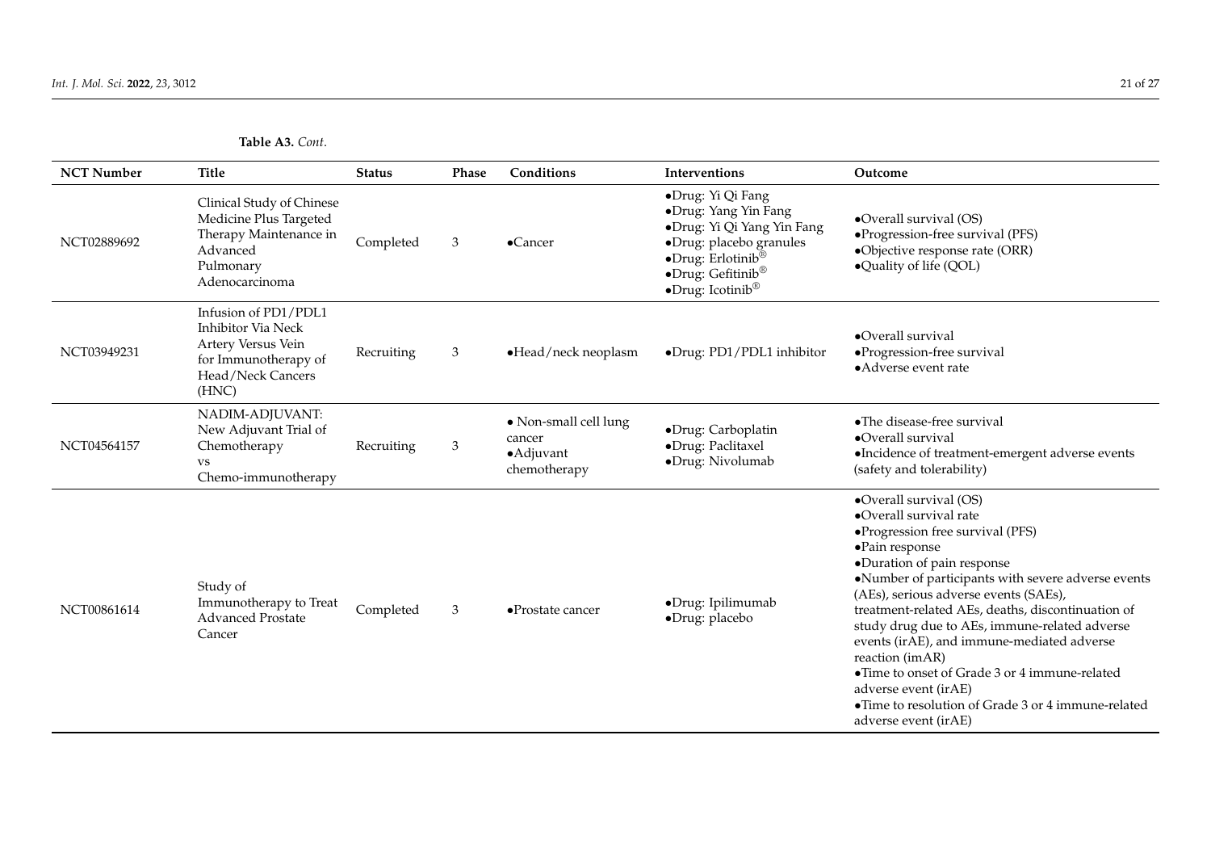**Table A3.** *Cont.*

| NCT Number | Title | Status | Phase | Conditions | Interventions | Outcome |
|---|---|---|---|---|---|---|
| NCT02889692 | Clinical Study of Chinese Medicine Plus Targeted Therapy Maintenance in Advanced Pulmonary Adenocarcinoma | Completed | 3 | •Cancer | •Drug: Yi Qi Fang<br>•Drug: Yang Yin Fang<br>•Drug: Yi Qi Yang Yin Fang<br>•Drug: placebo granules<br>•Drug: Erlotinib®<br>•Drug: Gefitinib®<br>•Drug: Icotinib® | •Overall survival (OS)<br>•Progression-free survival (PFS)<br>•Objective response rate (ORR)<br>•Quality of life (QOL) |
| NCT03949231 | Infusion of PD1/PDL1 Inhibitor Via Neck Artery Versus Vein for Immunotherapy of Head/Neck Cancers (HNC) | Recruiting | 3 | •Head/neck neoplasm | •Drug: PD1/PDL1 inhibitor | •Overall survival<br>•Progression-free survival<br>•Adverse event rate |
| NCT04564157 | NADIM-ADJUVANT: New Adjuvant Trial of Chemotherapy vs Chemo-immunotherapy | Recruiting | 3 | • Non-small cell lung cancer<br>•Adjuvant chemotherapy | •Drug: Carboplatin<br>•Drug: Paclitaxel<br>•Drug: Nivolumab | •The disease-free survival<br>•Overall survival<br>•Incidence of treatment-emergent adverse events (safety and tolerability) |
| NCT00861614 | Study of Immunotherapy to Treat Advanced Prostate Cancer | Completed | 3 | •Prostate cancer | •Drug: Ipilimumab<br>•Drug: placebo | •Overall survival (OS)<br>•Overall survival rate<br>•Progression free survival (PFS)<br>•Pain response<br>•Duration of pain response<br>•Number of participants with severe adverse events (AEs), serious adverse events (SAEs), treatment-related AEs, deaths, discontinuation of study drug due to AEs, immune-related adverse events (irAE), and immune-mediated adverse reaction (imAR)<br>•Time to onset of Grade 3 or 4 immune-related adverse event (irAE)<br>•Time to resolution of Grade 3 or 4 immune-related adverse event (irAE) |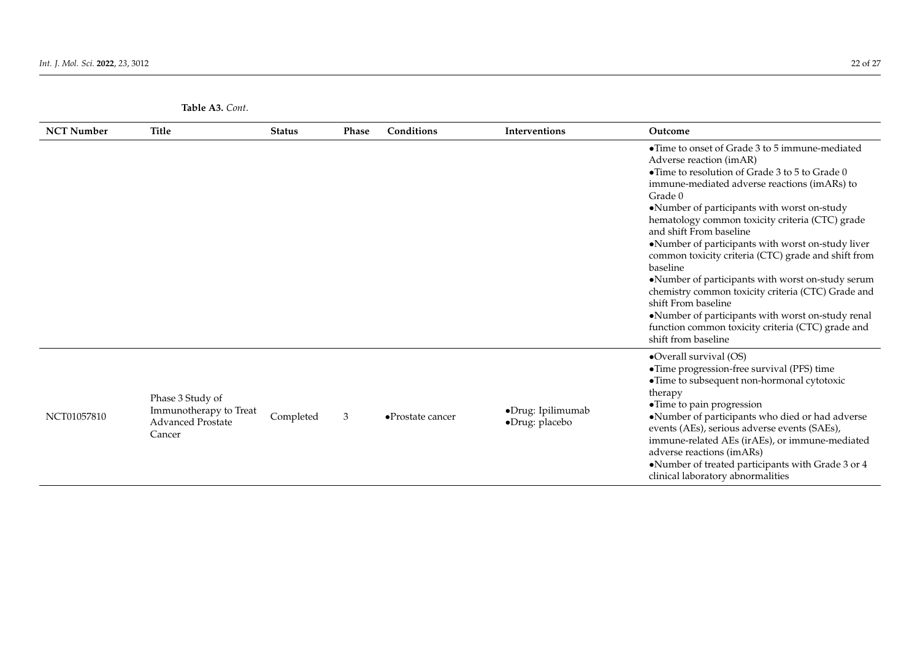**Table A3.** *Cont.*

| NCT Number | Title | Status | Phase | Conditions | Interventions | Outcome |
|---|---|---|---|---|---|---|
| | | | | | | •Time to onset of Grade 3 to 5 immune-mediated Adverse reaction (imAR)<br>•Time to resolution of Grade 3 to 5 to Grade 0 immune-mediated adverse reactions (imARs) to Grade 0<br>•Number of participants with worst on-study hematology common toxicity criteria (CTC) grade and shift From baseline<br>•Number of participants with worst on-study liver common toxicity criteria (CTC) grade and shift from baseline<br>•Number of participants with worst on-study serum chemistry common toxicity criteria (CTC) Grade and shift From baseline<br>•Number of participants with worst on-study renal function common toxicity criteria (CTC) grade and shift from baseline |
| NCT01057810 | Phase 3 Study of Immunotherapy to Treat Advanced Prostate Cancer | Completed | 3 | •Prostate cancer | •Drug: Ipilimumab<br>•Drug: placebo | •Overall survival (OS)<br>•Time progression-free survival (PFS) time<br>•Time to subsequent non-hormonal cytotoxic therapy<br>•Time to pain progression<br>•Number of participants who died or had adverse events (AEs), serious adverse events (SAEs), immune-related AEs (irAEs), or immune-mediated adverse reactions (imARs)<br>•Number of treated participants with Grade 3 or 4 clinical laboratory abnormalities |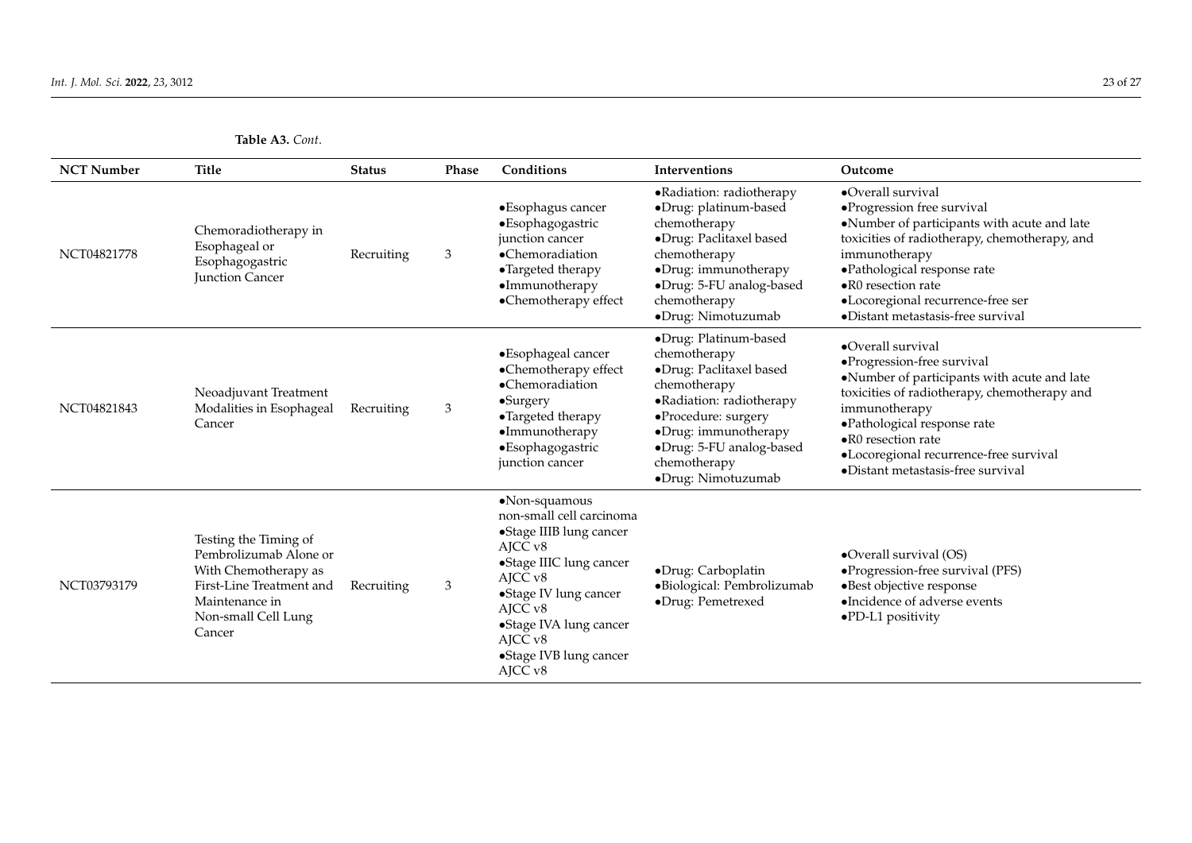**Table A3.** *Cont.*

| NCT Number | Title | Status | Phase | Conditions | Interventions | Outcome |
|---|---|---|---|---|---|---|
| NCT04821778 | Chemoradiotherapy in Esophageal or Esophagogastric Junction Cancer | Recruiting | 3 | •Esophagus cancer •Esophagogastric junction cancer •Chemoradiation •Targeted therapy •Immunotherapy •Chemotherapy effect | •Radiation: radiotherapy •Drug: platinum-based chemotherapy •Drug: Paclitaxel based chemotherapy •Drug: immunotherapy •Drug: 5-FU analog-based chemotherapy •Drug: Nimotuzumab | •Overall survival •Progression free survival •Number of participants with acute and late toxicities of radiotherapy, chemotherapy, and immunotherapy •Pathological response rate •R0 resection rate •Locoregional recurrence-free ser •Distant metastasis-free survival |
| NCT04821843 | Neoadjuvant Treatment Modalities in Esophageal Cancer | Recruiting | 3 | •Esophageal cancer •Chemotherapy effect •Chemoradiation •Surgery •Targeted therapy •Immunotherapy •Esophagogastric junction cancer | •Drug: Platinum-based chemotherapy •Drug: Paclitaxel based chemotherapy •Radiation: radiotherapy •Procedure: surgery •Drug: immunotherapy •Drug: 5-FU analog-based chemotherapy •Drug: Nimotuzumab | •Overall survival •Progression-free survival •Number of participants with acute and late toxicities of radiotherapy, chemotherapy and immunotherapy •Pathological response rate •R0 resection rate •Locoregional recurrence-free survival •Distant metastasis-free survival |
| NCT03793179 | Testing the Timing of Pembrolizumab Alone or With Chemotherapy as First-Line Treatment and Maintenance in Non-small Cell Lung Cancer | Recruiting | 3 | •Non-squamous non-small cell carcinoma •Stage IIIB lung cancer AJCC v8 •Stage IIIC lung cancer AJCC v8 •Stage IV lung cancer AJCC v8 •Stage IVA lung cancer AJCC v8 •Stage IVB lung cancer AJCC v8 | •Drug: Carboplatin •Biological: Pembrolizumab •Drug: Pemetrexed | •Overall survival (OS) •Progression-free survival (PFS) •Best objective response •Incidence of adverse events •PD-L1 positivity |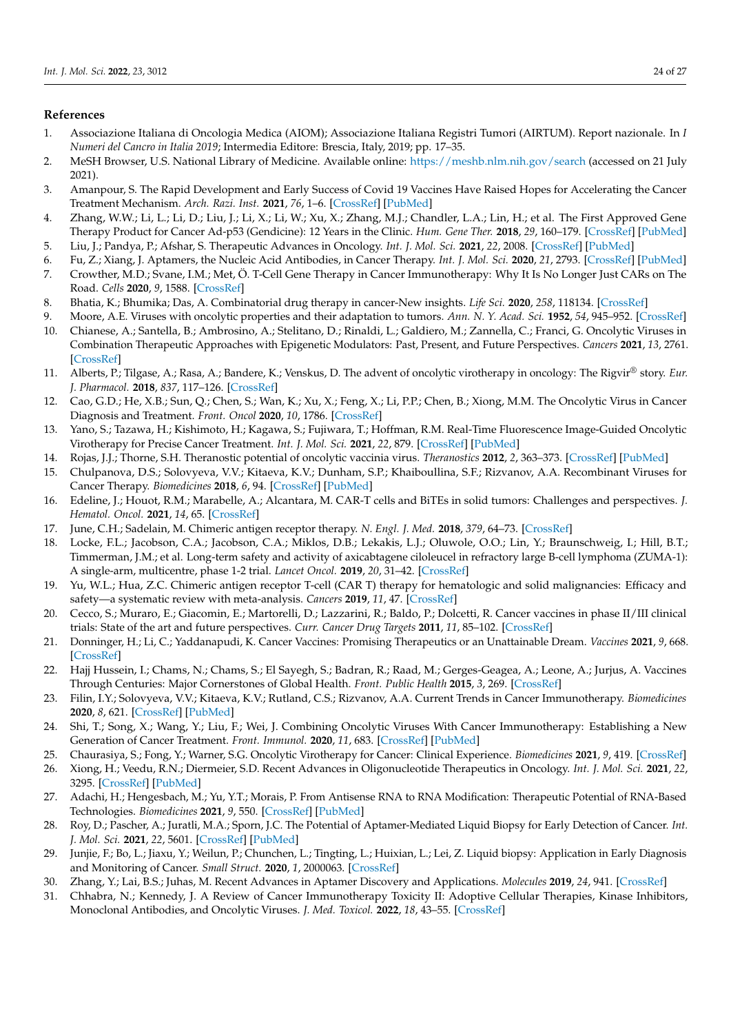## References

1. Associazione Italiana di Oncologia Medica (AIOM); Associazione Italiana Registri Tumori (AIRTUM). Report nazionale. In *I Numeri del Cancro in Italia 2019*; Intermedia Editore: Brescia, Italy, 2019; pp. 17–35.
2. MeSH Browser, U.S. National Library of Medicine. Available online: https://meshb.nlm.nih.gov/search (accessed on 21 July 2021).
3. Amanpour, S. The Rapid Development and Early Success of Covid 19 Vaccines Have Raised Hopes for Accelerating the Cancer Treatment Mechanism. *Arch. Razi. Inst.* **2021**, *76*, 1–6. [CrossRef] [PubMed]
4. Zhang, W.W.; Li, L.; Li, D.; Liu, J.; Li, X.; Li, W.; Xu, X.; Zhang, M.J.; Chandler, L.A.; Lin, H.; et al. The First Approved Gene Therapy Product for Cancer Ad-p53 (Gendicine): 12 Years in the Clinic. *Hum. Gene Ther.* **2018**, *29*, 160–179. [CrossRef] [PubMed]
5. Liu, J.; Pandya, P.; Afshar, S. Therapeutic Advances in Oncology. *Int. J. Mol. Sci.* **2021**, *22*, 2008. [CrossRef] [PubMed]
6. Fu, Z.; Xiang, J. Aptamers, the Nucleic Acid Antibodies, in Cancer Therapy. *Int. J. Mol. Sci.* **2020**, *21*, 2793. [CrossRef] [PubMed]
7. Crowther, M.D.; Svane, I.M.; Met, Ö. T-Cell Gene Therapy in Cancer Immunotherapy: Why It Is No Longer Just CARs on The Road. *Cells* **2020**, *9*, 1588. [CrossRef]
8. Bhatia, K.; Bhumika; Das, A. Combinatorial drug therapy in cancer-New insights. *Life Sci.* **2020**, *258*, 118134. [CrossRef]
9. Moore, A.E. Viruses with oncolytic properties and their adaptation to tumors. *Ann. N. Y. Acad. Sci.* **1952**, *54*, 945–952. [CrossRef]
10. Chianese, A.; Santella, B.; Ambrosino, A.; Stelitano, D.; Rinaldi, L.; Galdiero, M.; Zannella, C.; Franci, G. Oncolytic Viruses in Combination Therapeutic Approaches with Epigenetic Modulators: Past, Present, and Future Perspectives. *Cancers* **2021**, *13*, 2761. [CrossRef]
11. Alberts, P.; Tilgase, A.; Rasa, A.; Bandere, K.; Venskus, D. The advent of oncolytic virotherapy in oncology: The Rigvir® story. *Eur. J. Pharmacol.* **2018**, *837*, 117–126. [CrossRef]
12. Cao, G.D.; He, X.B.; Sun, Q.; Chen, S.; Wan, K.; Xu, X.; Feng, X.; Li, P.P.; Chen, B.; Xiong, M.M. The Oncolytic Virus in Cancer Diagnosis and Treatment. *Front. Oncol* **2020**, *10*, 1786. [CrossRef]
13. Yano, S.; Tazawa, H.; Kishimoto, H.; Kagawa, S.; Fujiwara, T.; Hoffman, R.M. Real-Time Fluorescence Image-Guided Oncolytic Virotherapy for Precise Cancer Treatment. *Int. J. Mol. Sci.* **2021**, *22*, 879. [CrossRef] [PubMed]
14. Rojas, J.J.; Thorne, S.H. Theranostic potential of oncolytic vaccinia virus. *Theranostics* **2012**, *2*, 363–373. [CrossRef] [PubMed]
15. Chulpanova, D.S.; Solovyeva, V.V.; Kitaeva, K.V.; Dunham, S.P.; Khaiboullina, S.F.; Rizvanov, A.A. Recombinant Viruses for Cancer Therapy. *Biomedicines* **2018**, *6*, 94. [CrossRef] [PubMed]
16. Edeline, J.; Houot, R.M.; Marabelle, A.; Alcantara, M. CAR-T cells and BiTEs in solid tumors: Challenges and perspectives. *J. Hematol. Oncol.* **2021**, *14*, 65. [CrossRef]
17. June, C.H.; Sadelain, M. Chimeric antigen receptor therapy. *N. Engl. J. Med.* **2018**, *379*, 64–73. [CrossRef]
18. Locke, F.L.; Jacobson, C.A.; Jacobson, C.A.; Miklos, D.B.; Lekakis, L.J.; Oluwole, O.O.; Lin, Y.; Braunschweig, I.; Hill, B.T.; Timmerman, J.M.; et al. Long-term safety and activity of axicabtagene ciloleucel in refractory large B-cell lymphoma (ZUMA-1): A single-arm, multicentre, phase 1-2 trial. *Lancet Oncol.* **2019**, *20*, 31–42. [CrossRef]
19. Yu, W.L.; Hua, Z.C. Chimeric antigen receptor T-cell (CAR T) therapy for hematologic and solid malignancies: Efficacy and safety—a systematic review with meta-analysis. *Cancers* **2019**, *11*, 47. [CrossRef]
20. Cecco, S.; Muraro, E.; Giacomin, E.; Martorelli, D.; Lazzarini, R.; Baldo, P.; Dolcetti, R. Cancer vaccines in phase II/III clinical trials: State of the art and future perspectives. *Curr. Cancer Drug Targets* **2011**, *11*, 85–102. [CrossRef]
21. Donninger, H.; Li, C.; Yaddanapudi, K. Cancer Vaccines: Promising Therapeutics or an Unattainable Dream. *Vaccines* **2021**, *9*, 668. [CrossRef]
22. Hajj Hussein, I.; Chams, N.; Chams, S.; El Sayegh, S.; Badran, R.; Raad, M.; Gerges-Geagea, A.; Leone, A.; Jurjus, A. Vaccines Through Centuries: Major Cornerstones of Global Health. *Front. Public Health* **2015**, *3*, 269. [CrossRef]
23. Filin, I.Y.; Solovyeva, V.V.; Kitaeva, K.V.; Rutland, C.S.; Rizvanov, A.A. Current Trends in Cancer Immunotherapy. *Biomedicines* **2020**, *8*, 621. [CrossRef] [PubMed]
24. Shi, T.; Song, X.; Wang, Y.; Liu, F.; Wei, J. Combining Oncolytic Viruses With Cancer Immunotherapy: Establishing a New Generation of Cancer Treatment. *Front. Immunol.* **2020**, *11*, 683. [CrossRef] [PubMed]
25. Chaurasiya, S.; Fong, Y.; Warner, S.G. Oncolytic Virotherapy for Cancer: Clinical Experience. *Biomedicines* **2021**, *9*, 419. [CrossRef]
26. Xiong, H.; Veedu, R.N.; Diermeier, S.D. Recent Advances in Oligonucleotide Therapeutics in Oncology. *Int. J. Mol. Sci.* **2021**, *22*, 3295. [CrossRef] [PubMed]
27. Adachi, H.; Hengesbach, M.; Yu, Y.T.; Morais, P. From Antisense RNA to RNA Modification: Therapeutic Potential of RNA-Based Technologies. *Biomedicines* **2021**, *9*, 550. [CrossRef] [PubMed]
28. Roy, D.; Pascher, A.; Juratli, M.A.; Sporn, J.C. The Potential of Aptamer-Mediated Liquid Biopsy for Early Detection of Cancer. *Int. J. Mol. Sci.* **2021**, *22*, 5601. [CrossRef] [PubMed]
29. Junjie, F.; Bo, L.; Jiaxu, Y.; Weilun, P.; Chunchen, L.; Tingting, L.; Huixian, L.; Lei, Z. Liquid biopsy: Application in Early Diagnosis and Monitoring of Cancer. *Small Struct.* **2020**, *1*, 2000063. [CrossRef]
30. Zhang, Y.; Lai, B.S.; Juhas, M. Recent Advances in Aptamer Discovery and Applications. *Molecules* **2019**, *24*, 941. [CrossRef]
31. Chhabra, N.; Kennedy, J. A Review of Cancer Immunotherapy Toxicity II: Adoptive Cellular Therapies, Kinase Inhibitors, Monoclonal Antibodies, and Oncolytic Viruses. *J. Med. Toxicol.* **2022**, *18*, 43–55. [CrossRef]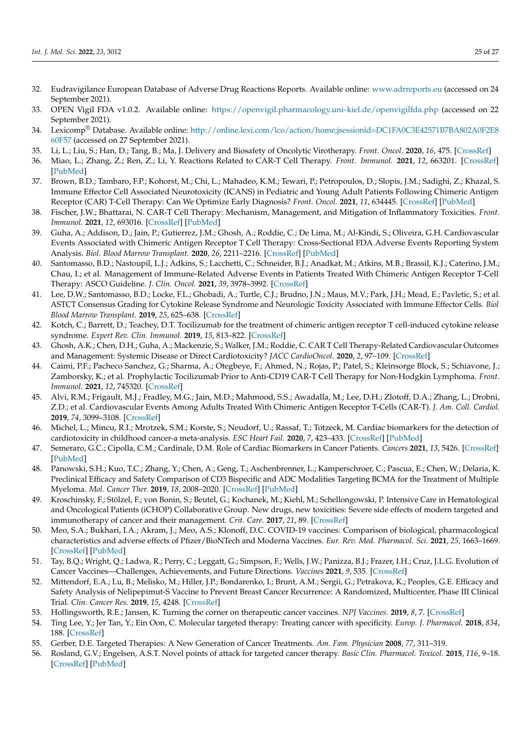32. Eudravigilance European Database of Adverse Drug Reactions Reports. Available online: www.adrreports.eu (accessed on 24 September 2021).
33. OPEN Vigil FDA v1.0.2. Available online: https://openvigil.pharmacology.uni-kiel.de/openvigilfda.php (accessed on 22 September 2021).
34. Lexicomp® Database. Available online: http://online.lexi.com/lco/action/home;jsessionid=DC1FA0C3E42571B7BA802A0F2E860F57 (accessed on 27 September 2021).
35. Li, L.; Liu, S.; Han, D.; Tang, B.; Ma, J. Delivery and Biosafety of Oncolytic Virotherapy. *Front. Oncol.* **2020**, *16*, 475. [CrossRef]
36. Miao, L.; Zhang, Z.; Ren, Z.; Li, Y. Reactions Related to CAR-T Cell Therapy. *Front. Immunol.* **2021**, *12*, 663201. [CrossRef] [PubMed]
37. Brown, B.D.; Tambaro, F.P.; Kohorst, M.; Chi, L.; Mahadeo, K.M.; Tewari, P.; Petropoulos, D.; Slopis, J.M.; Sadighi, Z.; Khazal, S. Immune Effector Cell Associated Neurotoxicity (ICANS) in Pediatric and Young Adult Patients Following Chimeric Antigen Receptor (CAR) T-Cell Therapy: Can We Optimize Early Diagnosis? *Front. Oncol.* **2021**, *11*, 634445. [CrossRef] [PubMed]
38. Fischer, J.W.; Bhattarai, N. CAR-T Cell Therapy: Mechanism, Management, and Mitigation of Inflammatory Toxicities. *Front. Immunol.* **2021**, *12*, 693016. [CrossRef] [PubMed]
39. Guha, A.; Addison, D.; Jain, P.; Gutierrez, J.M.; Ghosh, A.; Roddie, C.; De Lima, M.; Al-Kindi, S.; Oliveira, G.H. Cardiovascular Events Associated with Chimeric Antigen Receptor T Cell Therapy: Cross-Sectional FDA Adverse Events Reporting System Analysis. *Biol. Blood Marrow Transplant.* **2020**, *26*, 2211–2216. [CrossRef] [PubMed]
40. Santomasso, B.D.; Nastoupil, L.J.; Adkins, S.; Lacchetti, C.; Schneider, B.J.; Anadkat, M.; Atkins, M.B.; Brassil, K.J.; Caterino, J.M.; Chau, I.; et al. Management of Immune-Related Adverse Events in Patients Treated With Chimeric Antigen Receptor T-Cell Therapy: ASCO Guideline. *J. Clin. Oncol.* **2021**, *39*, 3978–3992. [CrossRef]
41. Lee, D.W.; Santomasso, B.D.; Locke, F.L.; Ghobadi, A.; Turtle, C.J.; Brudno, J.N.; Maus, M.V.; Park, J.H.; Mead, E.; Pavletic, S.; et al. ASTCT Consensus Grading for Cytokine Release Syndrome and Neurologic Toxicity Associated with Immune Effector Cells. *Biol Blood Marrow Transplant.* **2019**, *25*, 625–638. [CrossRef]
42. Kotch, C.; Barrett, D.; Teachey, D.T. Tocilizumab for the treatment of chimeric antigen receptor T cell-induced cytokine release syndrome. *Expert Rev. Clin. Immunol.* **2019**, *15*, 813–822. [CrossRef]
43. Ghosh, A.K.; Chen, D.H.; Guha, A.; Mackenzie, S.; Walker, J.M.; Roddie, C. CAR T Cell Therapy-Related Cardiovascular Outcomes and Management: Systemic Disease or Direct Cardiotoxicity? *JACC CardioOncol.* **2020**, *2*, 97–109. [CrossRef]
44. Caimi, P.F.; Pacheco Sanchez, G.; Sharma, A.; Otegbeye, F.; Ahmed, N.; Rojas, P.; Patel, S.; Kleinsorge Block, S.; Schiavone, J.; Zamborsky, K.; et al. Prophylactic Tocilizumab Prior to Anti-CD19 CAR-T Cell Therapy for Non-Hodgkin Lymphoma. *Front. Immunol.* **2021**, *12*, 745320. [CrossRef]
45. Alvi, R.M.; Frigault, M.J.; Fradley, M.G.; Jain, M.D.; Mahmood, S.S.; Awadalla, M.; Lee, D.H.; Zlotoff, D.A.; Zhang, L.; Drobni, Z.D.; et al. Cardiovascular Events Among Adults Treated With Chimeric Antigen Receptor T-Cells (CAR-T). *J. Am. Coll. Cardiol.* **2019**, *74*, 3099–3108. [CrossRef]
46. Michel, L.; Mincu, R.I.; Mrotzek, S.M.; Korste, S.; Neudorf, U.; Rassaf, T.; Totzeck, M. Cardiac biomarkers for the detection of cardiotoxicity in childhood cancer-a meta-analysis. *ESC Heart Fail.* **2020**, *7*, 423–433. [CrossRef] [PubMed]
47. Semeraro, G.C.; Cipolla, C.M.; Cardinale, D.M. Role of Cardiac Biomarkers in Cancer Patients. *Cancers* **2021**, *13*, 5426. [CrossRef] [PubMed]
48. Panowski, S.H.; Kuo, T.C.; Zhang, Y.; Chen, A.; Geng, T.; Aschenbrenner, L.; Kamperschroer, C.; Pascua, E.; Chen, W.; Delaria, K. Preclinical Efficacy and Safety Comparison of CD3 Bispecific and ADC Modalities Targeting BCMA for the Treatment of Multiple Myeloma. *Mol. Cancer Ther.* **2019**, *18*, 2008–2020. [CrossRef] [PubMed]
49. Kroschinsky, F.; Stölzel, F.; von Bonin, S.; Beutel, G.; Kochanek, M.; Kiehl, M.; Schellongowski, P. Intensive Care in Hematological and Oncological Patients (iCHOP) Collaborative Group. New drugs, new toxicities: Severe side effects of modern targeted and immunotherapy of cancer and their management. *Crit. Care.* **2017**, *21*, 89. [CrossRef]
50. Meo, S.A.; Bukhari, I.A.; Akram, J.; Meo, A.S.; Klonoff, D.C. COVID-19 vaccines: Comparison of biological, pharmacological characteristics and adverse effects of Pfizer/BioNTech and Moderna Vaccines. *Eur. Rev. Med. Pharmacol. Sci.* **2021**, *25*, 1663–1669. [CrossRef] [PubMed]
51. Tay, B.Q.; Wright, Q.; Ladwa, R.; Perry, C.; Leggatt, G.; Simpson, F.; Wells, J.W.; Panizza, B.J.; Frazer, I.H.; Cruz, J.L.G. Evolution of Cancer Vaccines—Challenges, Achievements, and Future Directions. *Vaccines* **2021**, *9*, 535. [CrossRef]
52. Mittendorf, E.A.; Lu, B.; Melisko, M.; Hiller, J.P.; Bondarenko, I.; Brunt, A.M.; Sergii, G.; Petrakova, K.; Peoples, G.E. Efficacy and Safety Analysis of Nelipepimut-S Vaccine to Prevent Breast Cancer Recurrence: A Randomized, Multicenter, Phase III Clinical Trial. *Clin. Cancer Res.* **2019**, *15*, 4248. [CrossRef]
53. Hollingsworth, R.E.; Jansen, K. Turning the corner on therapeutic cancer vaccines. *NPJ Vaccines.* **2019**, *8*, 7. [CrossRef]
54. Ting Lee, Y.; Jer Tan, Y.; Ein Oon, C. Molecular targeted therapy: Treating cancer with specificity. *Europ. J. Pharmacol.* **2018**, *834*, 188. [CrossRef]
55. Gerber, D.E. Targeted Therapies: A New Generation of Cancer Treatments. *Am. Fam. Physician* **2008**, *77*, 311–319.
56. Rosland, G.V.; Engelsen, A.S.T. Novel points of attack for targeted cancer therapy. *Basic Clin. Pharmacol. Toxicol.* **2015**, *116*, 9–18. [CrossRef] [PubMed]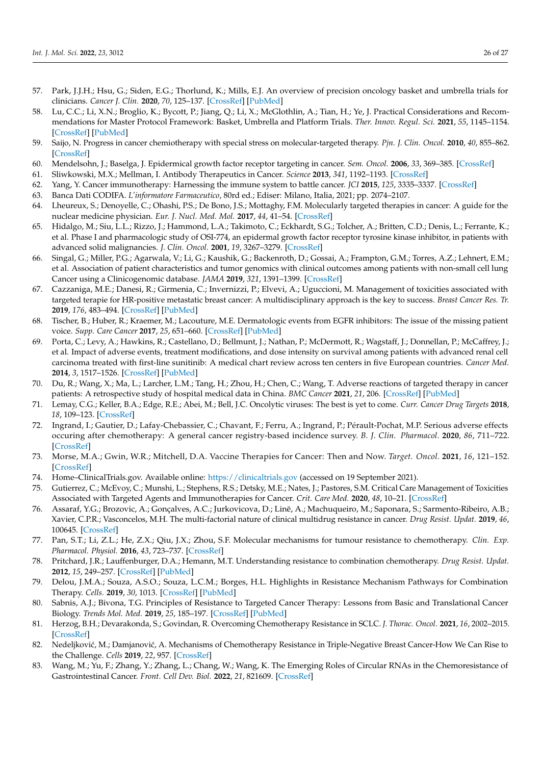57. Park, J.J.H.; Hsu, G.; Siden, E.G.; Thorlund, K.; Mills, E.J. An overview of precision oncology basket and umbrella trials for clinicians. *Cancer J. Clin.* **2020**, *70*, 125–137. [CrossRef] [PubMed]
58. Lu, C.C.; Li, X.N.; Broglio, K.; Bycott, P.; Jiang, Q.; Li, X.; McGlothlin, A.; Tian, H.; Ye, J. Practical Considerations and Recommendations for Master Protocol Framework: Basket, Umbrella and Platform Trials. *Ther. Innov. Regul. Sci.* **2021**, *55*, 1145–1154. [CrossRef] [PubMed]
59. Saijo, N. Progress in cancer chemiotherapy with special stress on molecular-targeted therapy. *Pjn. J. Clin. Oncol.* **2010**, *40*, 855–862. [CrossRef]
60. Mendelsohn, J.; Baselga, J. Epidermical growth factor receptor targeting in cancer. *Sem. Oncol.* **2006**, *33*, 369–385. [CrossRef]
61. Sliwkowski, M.X.; Mellman, I. Antibody Therapeutics in Cancer. *Science* **2013**, *341*, 1192–1193. [CrossRef]
62. Yang, Y. Cancer immunotherapy: Harnessing the immune system to battle cancer. *JCI* **2015**, *125*, 3335–3337. [CrossRef]
63. Banca Dati CODIFA. *L'informatore Farmaceutico*, 80rd ed.; Ediser: Milano, Italia, 2021; pp. 2074–2107.
64. Lheureux, S.; Denoyelle, C.; Ohashi, P.S.; De Bono, J.S.; Mottaghy, F.M. Molecularly targeted therapies in cancer: A guide for the nuclear medicine physician. *Eur. J. Nucl. Med. Mol.* **2017**, *44*, 41–54. [CrossRef]
65. Hidalgo, M.; Siu, L.L.; Rizzo, J.; Hammond, L.A.; Takimoto, C.; Eckhardt, S.G.; Tolcher, A.; Britten, C.D.; Denis, L.; Ferrante, K.; et al. Phase I and pharmacologic study of OSI-774, an epidermal growth factor receptor tyrosine kinase inhibitor, in patients with advanced solid malignancies. *J. Clin. Oncol.* **2001**, *19*, 3267–3279. [CrossRef]
66. Singal, G.; Miller, P.G.; Agarwala, V.; Li, G.; Kaushik, G.; Backenroth, D.; Gossai, A.; Frampton, G.M.; Torres, A.Z.; Lehnert, E.M.; et al. Association of patient characteristics and tumor genomics with clinical outcomes among patients with non-small cell lung Cancer using a Clinicogenomic database. *JAMA* **2019**, *321*, 1391–1399. [CrossRef]
67. Cazzaniga, M.E.; Danesi, R.; Girmenia, C.; Invernizzi, P.; Elvevi, A.; Uguccioni, M. Management of toxicities associated with targeted terapie for HR-positive metastatic breast cancer: A multidisciplinary approach is the key to success. *Breast Cancer Res. Tr.* **2019**, *176*, 483–494. [CrossRef] [PubMed]
68. Tischer, B.; Huber, R.; Kraemer, M.; Lacouture, M.E. Dermatologic events from EGFR inhibitors: The issue of the missing patient voice. *Supp. Care Cancer* **2017**, *25*, 651–660. [CrossRef] [PubMed]
69. Porta, C.; Levy, A.; Hawkins, R.; Castellano, D.; Bellmunt, J.; Nathan, P.; McDermott, R.; Wagstaff, J.; Donnellan, P.; McCaffrey, J.; et al. Impact of adverse events, treatment modifications, and dose intensity on survival among patients with advanced renal cell carcinoma treated with first-line sunitinib: A medical chart review across ten centers in five European countries. *Cancer Med.* **2014**, *3*, 1517–1526. [CrossRef] [PubMed]
70. Du, R.; Wang, X.; Ma, L.; Larcher, L.M.; Tang, H.; Zhou, H.; Chen, C.; Wang, T. Adverse reactions of targeted therapy in cancer patients: A retrospective study of hospital medical data in China. *BMC Cancer* **2021**, *21*, 206. [CrossRef] [PubMed]
71. Lemay, C.G.; Keller, B.A.; Edge, R.E.; Abei, M.; Bell, J.C. Oncolytic viruses: The best is yet to come. *Curr. Cancer Drug Targets* **2018**, *18*, 109–123. [CrossRef]
72. Ingrand, I.; Gautier, D.; Lafay-Chebassier, C.; Chavant, F.; Ferru, A.; Ingrand, P.; Pérault-Pochat, M.P. Serious adverse effects occuring after chemotherapy: A general cancer registry-based incidence survey. *B. J. Clin. Pharmacol.* **2020**, *86*, 711–722. [CrossRef]
73. Morse, M.A.; Gwin, W.R.; Mitchell, D.A. Vaccine Therapies for Cancer: Then and Now. *Target. Oncol.* **2021**, *16*, 121–152. [CrossRef]
74. Home–ClinicalTrials.gov. Available online: https://clinicaltrials.gov (accessed on 19 September 2021).
75. Gutierrez, C.; McEvoy, C.; Munshi, L.; Stephens, R.S.; Detsky, M.E.; Nates, J.; Pastores, S.M. Critical Care Management of Toxicities Associated with Targeted Agents and Immunotherapies for Cancer. *Crit. Care Med.* **2020**, *48*, 10–21. [CrossRef]
76. Assaraf, Y.G.; Brozovic, A.; Gonçalves, A.C.; Jurkovicova, D.; Linē, A.; Machuqueiro, M.; Saponara, S.; Sarmento-Ribeiro, A.B.; Xavier, C.P.R.; Vasconcelos, M.H. The multi-factorial nature of clinical multidrug resistance in cancer. *Drug Resist. Updat.* **2019**, *46*, 100645. [CrossRef]
77. Pan, S.T.; Li, Z.L.; He, Z.X.; Qiu, J.X.; Zhou, S.F. Molecular mechanisms for tumour resistance to chemotherapy. *Clin. Exp. Pharmacol. Physiol.* **2016**, *43*, 723–737. [CrossRef]
78. Pritchard, J.R.; Lauffenburger, D.A.; Hemann, M.T. Understanding resistance to combination chemotherapy. *Drug Resist. Updat.* **2012**, *15*, 249–257. [CrossRef] [PubMed]
79. Delou, J.M.A.; Souza, A.S.O.; Souza, L.C.M.; Borges, H.L. Highlights in Resistance Mechanism Pathways for Combination Therapy. *Cells.* **2019**, *30*, 1013. [CrossRef] [PubMed]
80. Sabnis, A.J.; Bivona, T.G. Principles of Resistance to Targeted Cancer Therapy: Lessons from Basic and Translational Cancer Biology. *Trends Mol. Med.* **2019**, *25*, 185–197. [CrossRef] [PubMed]
81. Herzog, B.H.; Devarakonda, S.; Govindan, R. Overcoming Chemotherapy Resistance in SCLC. *J. Thorac. Oncol.* **2021**, *16*, 2002–2015. [CrossRef]
82. Nedeljković, M.; Damjanović, A. Mechanisms of Chemotherapy Resistance in Triple-Negative Breast Cancer-How We Can Rise to the Challenge. *Cells* **2019**, *22*, 957. [CrossRef]
83. Wang, M.; Yu, F.; Zhang, Y.; Zhang, L.; Chang, W.; Wang, K. The Emerging Roles of Circular RNAs in the Chemoresistance of Gastrointestinal Cancer. *Front. Cell Dev. Biol.* **2022**, *21*, 821609. [CrossRef]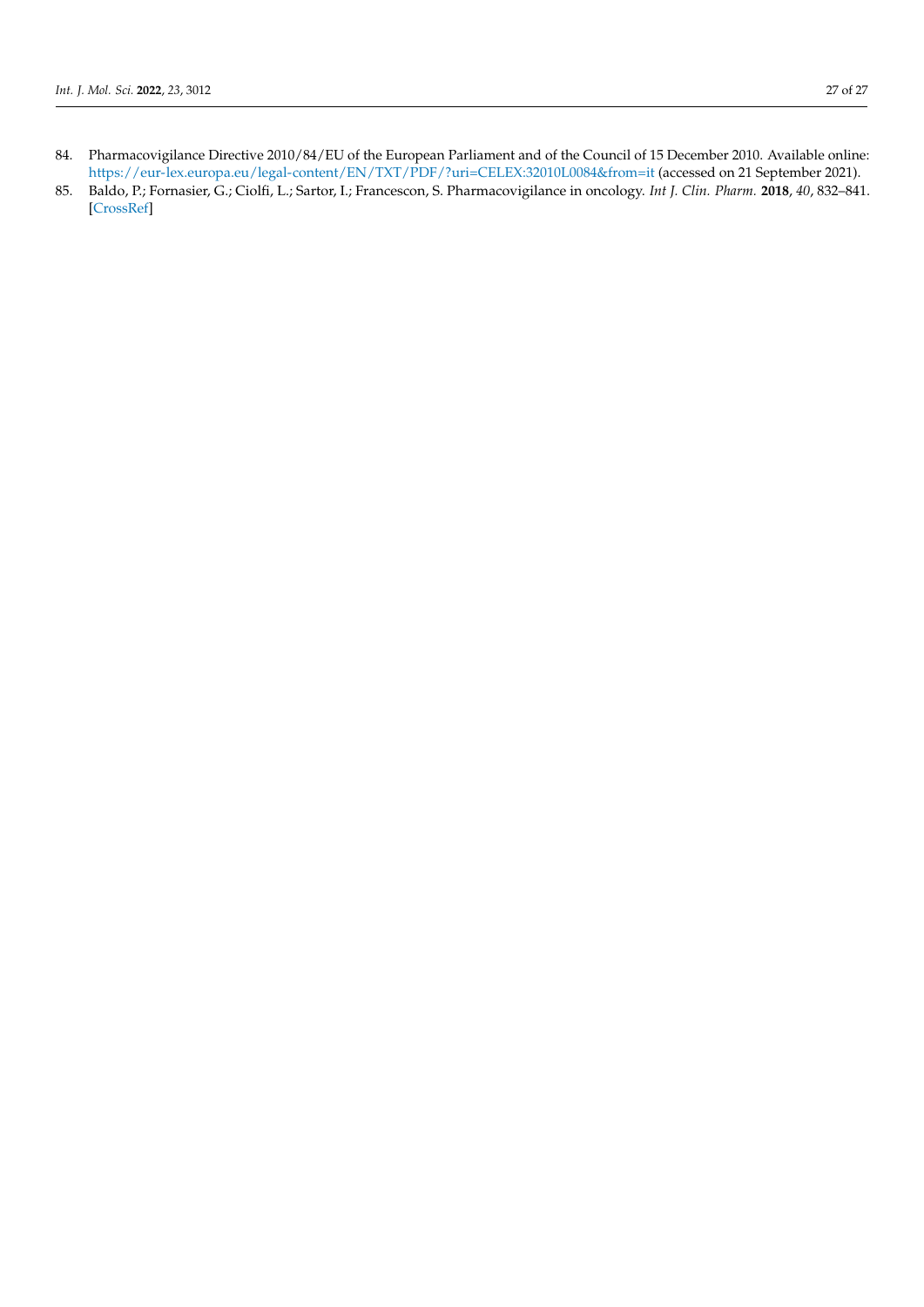84. Pharmacovigilance Directive 2010/84/EU of the European Parliament and of the Council of 15 December 2010. Available online: https://eur-lex.europa.eu/legal-content/EN/TXT/PDF/?uri=CELEX:32010L0084&from=it (accessed on 21 September 2021).
85. Baldo, P.; Fornasier, G.; Ciolfi, L.; Sartor, I.; Francescon, S. Pharmacovigilance in oncology. *Int J. Clin. Pharm.* **2018**, *40*, 832–841. [CrossRef]